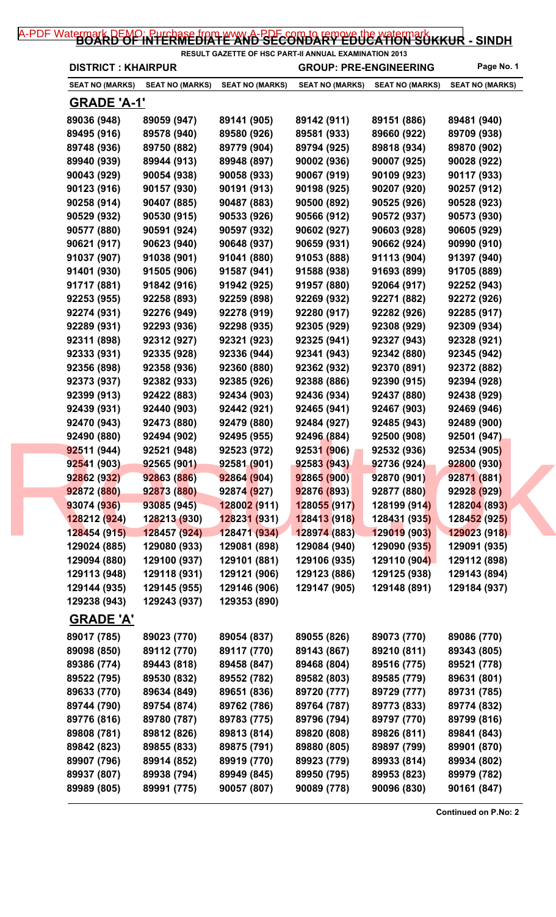# BOARD OF INTERMEDIATE AND SECONDARY EDUCATION SUKKUR - SINDH

RESULT GAZETTE OF HSC PART-II ANNUAL EXAMINATION 2013

**DISTRICT : KHAIRPUR** **GROUP: PRE-ENGINEERING**

| SEAT NO (MARKS) | SEAT NO (MARKS) | SEAT NO (MARKS) | SEAT NO (MARKS) | SEAT NO (MARKS) | SEAT NO (MARKS) |
|---|---|---|---|---|---|

## GRADE 'A-1'

| | | | | | |
|---|---|---|---|---|---|
| 89036 (948) | 89059 (947) | 89141 (905) | 89142 (911) | 89151 (886) | 89481 (940) |
| 89495 (916) | 89578 (940) | 89580 (926) | 89581 (933) | 89660 (922) | 89709 (938) |
| 89748 (936) | 89750 (882) | 89779 (904) | 89794 (925) | 89818 (934) | 89870 (902) |
| 89940 (939) | 89944 (913) | 89948 (897) | 90002 (936) | 90007 (925) | 90028 (922) |
| 90043 (929) | 90054 (938) | 90058 (933) | 90067 (919) | 90109 (923) | 90117 (933) |
| 90123 (916) | 90157 (930) | 90191 (913) | 90198 (925) | 90207 (920) | 90257 (912) |
| 90258 (914) | 90407 (885) | 90487 (883) | 90500 (892) | 90525 (926) | 90528 (923) |
| 90529 (932) | 90530 (915) | 90533 (926) | 90566 (912) | 90572 (937) | 90573 (930) |
| 90577 (880) | 90591 (924) | 90597 (932) | 90602 (927) | 90603 (928) | 90605 (929) |
| 90621 (917) | 90623 (940) | 90648 (937) | 90659 (931) | 90662 (924) | 90990 (910) |
| 91037 (907) | 91038 (901) | 91041 (880) | 91053 (888) | 91113 (904) | 91397 (940) |
| 91401 (930) | 91505 (906) | 91587 (941) | 91588 (938) | 91693 (899) | 91705 (889) |
| 91717 (881) | 91842 (916) | 91942 (925) | 91957 (880) | 92064 (917) | 92252 (943) |
| 92253 (955) | 92258 (893) | 92259 (898) | 92269 (932) | 92271 (882) | 92272 (926) |
| 92274 (931) | 92276 (949) | 92278 (919) | 92280 (917) | 92282 (926) | 92285 (917) |
| 92289 (931) | 92293 (936) | 92298 (935) | 92305 (929) | 92308 (929) | 92309 (934) |
| 92311 (898) | 92312 (927) | 92321 (923) | 92325 (941) | 92327 (943) | 92328 (921) |
| 92333 (931) | 92335 (928) | 92336 (944) | 92341 (943) | 92342 (880) | 92345 (942) |
| 92356 (898) | 92358 (936) | 92360 (880) | 92362 (932) | 92370 (891) | 92372 (882) |
| 92373 (937) | 92382 (933) | 92385 (926) | 92388 (886) | 92390 (915) | 92394 (928) |
| 92399 (913) | 92422 (883) | 92434 (903) | 92436 (934) | 92437 (880) | 92438 (929) |
| 92439 (931) | 92440 (903) | 92442 (921) | 92465 (941) | 92467 (903) | 92469 (946) |
| 92470 (943) | 92473 (880) | 92479 (880) | 92484 (927) | 92485 (943) | 92489 (900) |
| 92490 (880) | 92494 (902) | 92495 (955) | 92496 (884) | 92500 (908) | 92501 (947) |
| 92511 (944) | 92521 (948) | 92523 (972) | 92531 (906) | 92532 (936) | 92534 (905) |
| 92541 (903) | 92565 (901) | 92581 (901) | 92583 (943) | 92736 (924) | 92800 (930) |
| 92862 (932) | 92863 (886) | 92864 (904) | 92865 (900) | 92870 (901) | 92871 (881) |
| 92872 (880) | 92873 (880) | 92874 (927) | 92876 (893) | 92877 (880) | 92928 (929) |
| 93074 (936) | 93085 (945) | 128002 (911) | 128055 (917) | 128199 (914) | 128204 (893) |
| 128212 (924) | 128213 (930) | 128231 (931) | 128413 (918) | 128431 (935) | 128452 (925) |
| 128454 (915) | 128457 (924) | 128471 (934) | 128974 (883) | 129019 (903) | 129023 (918) |
| 129024 (885) | 129080 (933) | 129081 (898) | 129084 (940) | 129090 (935) | 129091 (935) |
| 129094 (880) | 129100 (937) | 129101 (881) | 129106 (935) | 129110 (904) | 129112 (898) |
| 129113 (948) | 129118 (931) | 129121 (906) | 129123 (886) | 129125 (938) | 129143 (894) |
| 129144 (935) | 129145 (955) | 129146 (906) | 129147 (905) | 129148 (891) | 129184 (937) |
| 129238 (943) | 129243 (937) | 129353 (890) | | | |

## GRADE 'A'

| | | | | | |
|---|---|---|---|---|---|
| 89017 (785) | 89023 (770) | 89054 (837) | 89055 (826) | 89073 (770) | 89086 (770) |
| 89098 (850) | 89112 (770) | 89117 (770) | 89143 (867) | 89210 (811) | 89343 (805) |
| 89386 (774) | 89443 (818) | 89458 (847) | 89468 (804) | 89516 (775) | 89521 (778) |
| 89522 (795) | 89530 (832) | 89552 (782) | 89582 (803) | 89585 (779) | 89631 (801) |
| 89633 (770) | 89634 (849) | 89651 (836) | 89720 (777) | 89729 (777) | 89731 (785) |
| 89744 (790) | 89754 (874) | 89762 (786) | 89764 (787) | 89773 (833) | 89774 (832) |
| 89776 (816) | 89780 (787) | 89783 (775) | 89796 (794) | 89797 (770) | 89799 (816) |
| 89808 (781) | 89812 (826) | 89813 (814) | 89820 (808) | 89826 (811) | 89841 (843) |
| 89842 (823) | 89855 (833) | 89875 (791) | 89880 (805) | 89897 (799) | 89901 (870) |
| 89907 (796) | 89914 (852) | 89919 (770) | 89923 (779) | 89933 (814) | 89934 (802) |
| 89937 (807) | 89938 (794) | 89949 (845) | 89950 (795) | 89953 (823) | 89979 (782) |
| 89989 (805) | 89991 (775) | 90057 (807) | 90089 (778) | 90096 (830) | 90161 (847) |

**Continued on P.No: 2**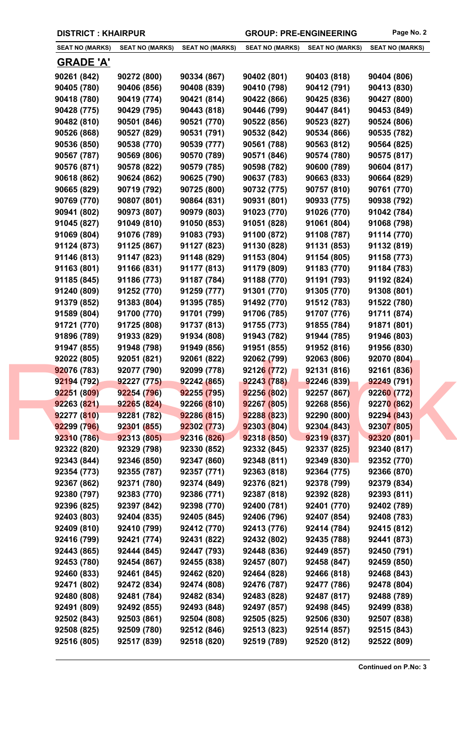DISTRICT : KHAIRPUR | GROUP: PRE-ENGINEERING

| SEAT NO (MARKS) | SEAT NO (MARKS) | SEAT NO (MARKS) | SEAT NO (MARKS) | SEAT NO (MARKS) | SEAT NO (MARKS) |
|---|---|---|---|---|---|

## GRADE 'A'

| | | | | | |
|---|---|---|---|---|---|
| 90261 (842) | 90272 (800) | 90334 (867) | 90402 (801) | 90403 (818) | 90404 (806) |
| 90405 (780) | 90406 (856) | 90408 (839) | 90410 (798) | 90412 (791) | 90413 (830) |
| 90418 (780) | 90419 (774) | 90421 (814) | 90422 (866) | 90425 (836) | 90427 (800) |
| 90428 (775) | 90429 (795) | 90443 (818) | 90446 (799) | 90447 (841) | 90453 (849) |
| 90482 (810) | 90501 (846) | 90521 (770) | 90522 (856) | 90523 (827) | 90524 (806) |
| 90526 (868) | 90527 (829) | 90531 (791) | 90532 (842) | 90534 (866) | 90535 (782) |
| 90536 (850) | 90538 (770) | 90539 (777) | 90561 (788) | 90563 (812) | 90564 (825) |
| 90567 (787) | 90569 (806) | 90570 (789) | 90571 (846) | 90574 (780) | 90575 (817) |
| 90576 (871) | 90578 (822) | 90579 (785) | 90598 (782) | 90600 (789) | 90604 (817) |
| 90618 (862) | 90624 (862) | 90625 (790) | 90637 (783) | 90663 (833) | 90664 (829) |
| 90665 (829) | 90719 (792) | 90725 (800) | 90732 (775) | 90757 (810) | 90761 (770) |
| 90769 (770) | 90807 (801) | 90864 (831) | 90931 (801) | 90933 (775) | 90938 (792) |
| 90941 (802) | 90973 (807) | 90979 (803) | 91023 (770) | 91026 (770) | 91042 (784) |
| 91045 (827) | 91049 (810) | 91050 (853) | 91051 (828) | 91061 (804) | 91068 (798) |
| 91069 (804) | 91076 (789) | 91083 (793) | 91100 (872) | 91108 (787) | 91114 (770) |
| 91124 (873) | 91125 (867) | 91127 (823) | 91130 (828) | 91131 (853) | 91132 (819) |
| 91146 (813) | 91147 (823) | 91148 (829) | 91153 (804) | 91154 (805) | 91158 (773) |
| 91163 (801) | 91166 (831) | 91177 (813) | 91179 (809) | 91183 (770) | 91184 (783) |
| 91185 (845) | 91186 (773) | 91187 (784) | 91188 (770) | 91191 (793) | 91192 (824) |
| 91240 (809) | 91252 (770) | 91259 (777) | 91301 (770) | 91305 (770) | 91308 (801) |
| 91379 (852) | 91383 (804) | 91395 (785) | 91492 (770) | 91512 (783) | 91522 (780) |
| 91589 (804) | 91700 (770) | 91701 (799) | 91706 (785) | 91707 (776) | 91711 (874) |
| 91721 (770) | 91725 (808) | 91737 (813) | 91755 (773) | 91855 (784) | 91871 (801) |
| 91896 (789) | 91933 (829) | 91934 (808) | 91943 (782) | 91944 (785) | 91946 (803) |
| 91947 (855) | 91948 (798) | 91949 (856) | 91951 (855) | 91952 (816) | 91956 (830) |
| 92022 (805) | 92051 (821) | 92061 (822) | 92062 (799) | 92063 (806) | 92070 (804) |
| 92076 (783) | 92077 (790) | 92099 (778) | 92126 (772) | 92131 (816) | 92161 (836) |
| 92194 (792) | 92227 (775) | 92242 (865) | 92243 (788) | 92246 (839) | 92249 (791) |
| 92251 (809) | 92254 (796) | 92255 (795) | 92256 (802) | 92257 (867) | 92260 (772) |
| 92263 (821) | 92265 (824) | 92266 (810) | 92267 (805) | 92268 (856) | 92270 (862) |
| 92277 (810) | 92281 (782) | 92286 (815) | 92288 (823) | 92290 (800) | 92294 (843) |
| 92299 (796) | 92301 (855) | 92302 (773) | 92303 (804) | 92304 (843) | 92307 (805) |
| 92310 (786) | 92313 (805) | 92316 (826) | 92318 (850) | 92319 (837) | 92320 (801) |
| 92322 (820) | 92329 (798) | 92330 (852) | 92332 (845) | 92337 (825) | 92340 (817) |
| 92343 (844) | 92346 (850) | 92347 (860) | 92348 (811) | 92349 (830) | 92352 (770) |
| 92354 (773) | 92355 (787) | 92357 (771) | 92363 (818) | 92364 (775) | 92366 (870) |
| 92367 (862) | 92371 (780) | 92374 (849) | 92376 (821) | 92378 (799) | 92379 (834) |
| 92380 (797) | 92383 (770) | 92386 (771) | 92387 (818) | 92392 (828) | 92393 (811) |
| 92396 (825) | 92397 (842) | 92398 (770) | 92400 (781) | 92401 (770) | 92402 (789) |
| 92403 (803) | 92404 (835) | 92405 (845) | 92406 (796) | 92407 (854) | 92408 (783) |
| 92409 (810) | 92410 (799) | 92412 (770) | 92413 (776) | 92414 (784) | 92415 (812) |
| 92416 (799) | 92421 (774) | 92431 (822) | 92432 (802) | 92435 (788) | 92441 (873) |
| 92443 (865) | 92444 (845) | 92447 (793) | 92448 (836) | 92449 (857) | 92450 (791) |
| 92453 (780) | 92454 (867) | 92455 (838) | 92457 (807) | 92458 (847) | 92459 (850) |
| 92460 (833) | 92461 (845) | 92462 (820) | 92464 (828) | 92466 (818) | 92468 (843) |
| 92471 (802) | 92472 (834) | 92474 (808) | 92476 (787) | 92477 (786) | 92478 (804) |
| 92480 (808) | 92481 (784) | 92482 (834) | 92483 (828) | 92487 (817) | 92488 (789) |
| 92491 (809) | 92492 (855) | 92493 (848) | 92497 (857) | 92498 (845) | 92499 (838) |
| 92502 (843) | 92503 (861) | 92504 (808) | 92505 (825) | 92506 (830) | 92507 (838) |
| 92508 (825) | 92509 (780) | 92512 (846) | 92513 (823) | 92514 (857) | 92515 (843) |
| 92516 (805) | 92517 (839) | 92518 (820) | 92519 (789) | 92520 (812) | 92522 (809) |

**Continued on P.No: 3**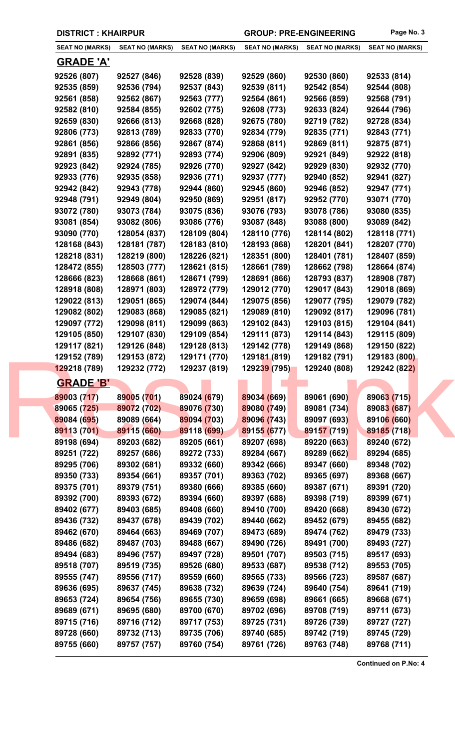DISTRICT : KHAIRPUR

GROUP: PRE-ENGINEERING

| SEAT NO (MARKS) | SEAT NO (MARKS) | SEAT NO (MARKS) | SEAT NO (MARKS) | SEAT NO (MARKS) | SEAT NO (MARKS) |
|---|---|---|---|---|---|

## GRADE 'A'

| | | | | | |
|---|---|---|---|---|---|
| 92526 (807) | 92527 (846) | 92528 (839) | 92529 (860) | 92530 (860) | 92533 (814) |
| 92535 (859) | 92536 (794) | 92537 (843) | 92539 (811) | 92542 (854) | 92544 (808) |
| 92561 (858) | 92562 (867) | 92563 (777) | 92564 (861) | 92566 (859) | 92568 (791) |
| 92582 (810) | 92584 (855) | 92602 (775) | 92608 (773) | 92633 (824) | 92644 (796) |
| 92659 (830) | 92666 (813) | 92668 (828) | 92675 (780) | 92719 (782) | 92728 (834) |
| 92806 (773) | 92813 (789) | 92833 (770) | 92834 (779) | 92835 (771) | 92843 (771) |
| 92861 (856) | 92866 (856) | 92867 (874) | 92868 (811) | 92869 (811) | 92875 (871) |
| 92891 (835) | 92892 (771) | 92893 (774) | 92906 (809) | 92921 (849) | 92922 (818) |
| 92923 (842) | 92924 (785) | 92926 (770) | 92927 (842) | 92929 (830) | 92932 (770) |
| 92933 (776) | 92935 (858) | 92936 (771) | 92937 (777) | 92940 (852) | 92941 (827) |
| 92942 (842) | 92943 (778) | 92944 (860) | 92945 (860) | 92946 (852) | 92947 (771) |
| 92948 (791) | 92949 (804) | 92950 (869) | 92951 (817) | 92952 (770) | 93071 (770) |
| 93072 (780) | 93073 (784) | 93075 (836) | 93076 (793) | 93078 (786) | 93080 (835) |
| 93081 (854) | 93082 (806) | 93086 (776) | 93087 (848) | 93088 (800) | 93089 (842) |
| 93090 (770) | 128054 (837) | 128109 (804) | 128110 (776) | 128114 (802) | 128118 (771) |
| 128168 (843) | 128181 (787) | 128183 (810) | 128193 (868) | 128201 (841) | 128207 (770) |
| 128218 (831) | 128219 (800) | 128226 (821) | 128351 (800) | 128401 (781) | 128407 (859) |
| 128472 (855) | 128503 (777) | 128621 (815) | 128661 (789) | 128662 (798) | 128664 (874) |
| 128666 (823) | 128668 (861) | 128671 (799) | 128691 (866) | 128793 (837) | 128908 (787) |
| 128918 (808) | 128971 (803) | 128972 (779) | 129012 (770) | 129017 (843) | 129018 (869) |
| 129022 (813) | 129051 (865) | 129074 (844) | 129075 (856) | 129077 (795) | 129079 (782) |
| 129082 (802) | 129083 (868) | 129085 (821) | 129089 (810) | 129092 (817) | 129096 (781) |
| 129097 (772) | 129098 (811) | 129099 (863) | 129102 (843) | 129103 (815) | 129104 (841) |
| 129105 (850) | 129107 (830) | 129109 (854) | 129111 (873) | 129114 (843) | 129115 (809) |
| 129117 (821) | 129126 (848) | 129128 (813) | 129142 (778) | 129149 (868) | 129150 (822) |
| 129152 (789) | 129153 (872) | 129171 (770) | 129181 (819) | 129182 (791) | 129183 (800) |
| 129218 (789) | 129232 (772) | 129237 (819) | 129239 (795) | 129240 (808) | 129242 (822) |

## GRADE 'B'

| | | | | | |
|---|---|---|---|---|---|
| 89003 (717) | 89005 (701) | 89024 (679) | 89034 (669) | 89061 (690) | 89063 (715) |
| 89065 (725) | 89072 (702) | 89076 (730) | 89080 (749) | 89081 (734) | 89083 (687) |
| 89084 (695) | 89089 (664) | 89094 (703) | 89096 (743) | 89097 (693) | 89106 (660) |
| 89113 (701) | 89115 (660) | 89118 (699) | 89155 (677) | 89157 (719) | 89185 (718) |
| 89198 (694) | 89203 (682) | 89205 (661) | 89207 (698) | 89220 (663) | 89240 (672) |
| 89251 (722) | 89257 (686) | 89272 (733) | 89284 (667) | 89289 (662) | 89294 (685) |
| 89295 (706) | 89302 (681) | 89332 (660) | 89342 (666) | 89347 (660) | 89348 (702) |
| 89350 (733) | 89354 (661) | 89357 (701) | 89363 (702) | 89365 (697) | 89368 (667) |
| 89375 (701) | 89379 (751) | 89380 (666) | 89385 (660) | 89387 (671) | 89391 (720) |
| 89392 (700) | 89393 (672) | 89394 (660) | 89397 (688) | 89398 (719) | 89399 (671) |
| 89402 (677) | 89403 (685) | 89408 (660) | 89410 (700) | 89420 (668) | 89430 (672) |
| 89436 (732) | 89437 (678) | 89439 (702) | 89440 (662) | 89452 (679) | 89455 (682) |
| 89462 (670) | 89464 (663) | 89469 (707) | 89473 (689) | 89474 (762) | 89479 (733) |
| 89486 (682) | 89487 (703) | 89488 (667) | 89490 (726) | 89491 (700) | 89493 (727) |
| 89494 (683) | 89496 (757) | 89497 (728) | 89501 (707) | 89503 (715) | 89517 (693) |
| 89518 (707) | 89519 (735) | 89526 (680) | 89533 (687) | 89538 (712) | 89553 (705) |
| 89555 (747) | 89556 (717) | 89559 (660) | 89565 (733) | 89566 (723) | 89587 (687) |
| 89636 (695) | 89637 (745) | 89638 (732) | 89639 (724) | 89640 (754) | 89641 (719) |
| 89653 (724) | 89654 (756) | 89655 (730) | 89659 (698) | 89661 (665) | 89668 (671) |
| 89689 (671) | 89695 (680) | 89700 (670) | 89702 (696) | 89708 (719) | 89711 (673) |
| 89715 (716) | 89716 (712) | 89717 (753) | 89725 (731) | 89726 (739) | 89727 (727) |
| 89728 (660) | 89732 (713) | 89735 (706) | 89740 (685) | 89742 (719) | 89745 (729) |
| 89755 (660) | 89757 (757) | 89760 (754) | 89761 (726) | 89763 (748) | 89768 (711) |

**Continued on P.No: 4**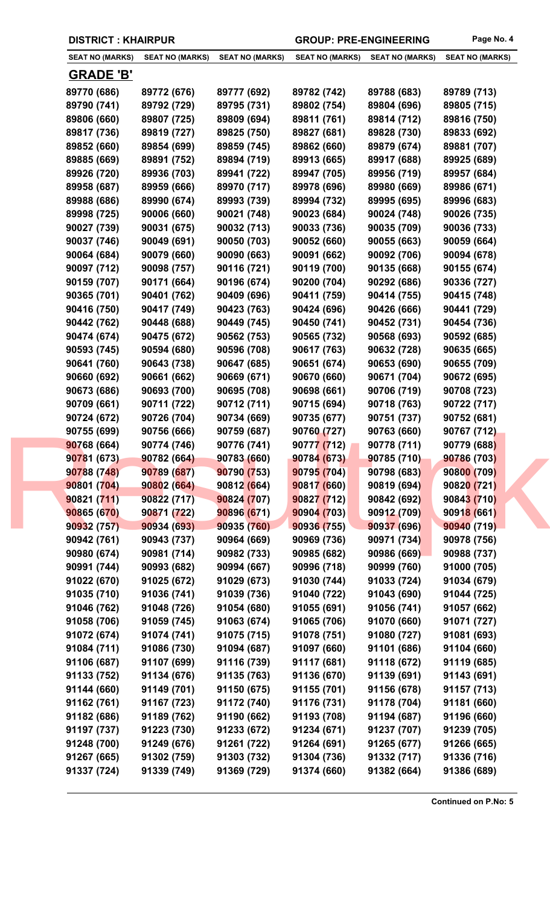**DISTRICT : KHAIRPUR** **GROUP: PRE-ENGINEERING**

| SEAT NO (MARKS) | SEAT NO (MARKS) | SEAT NO (MARKS) | SEAT NO (MARKS) | SEAT NO (MARKS) | SEAT NO (MARKS) |
|---|---|---|---|---|---|
| **GRADE 'B'** | | | | | |
| 89770 (686) | 89772 (676) | 89777 (692) | 89782 (742) | 89788 (683) | 89789 (713) |
| 89790 (741) | 89792 (729) | 89795 (731) | 89802 (754) | 89804 (696) | 89805 (715) |
| 89806 (660) | 89807 (725) | 89809 (694) | 89811 (761) | 89814 (712) | 89816 (750) |
| 89817 (736) | 89819 (727) | 89825 (750) | 89827 (681) | 89828 (730) | 89833 (692) |
| 89852 (660) | 89854 (699) | 89859 (745) | 89862 (660) | 89879 (674) | 89881 (707) |
| 89885 (669) | 89891 (752) | 89894 (719) | 89913 (665) | 89917 (688) | 89925 (689) |
| 89926 (720) | 89936 (703) | 89941 (722) | 89947 (705) | 89956 (719) | 89957 (684) |
| 89958 (687) | 89959 (666) | 89970 (717) | 89978 (696) | 89980 (669) | 89986 (671) |
| 89988 (686) | 89990 (674) | 89993 (739) | 89994 (732) | 89995 (695) | 89996 (683) |
| 89998 (725) | 90006 (660) | 90021 (748) | 90023 (684) | 90024 (748) | 90026 (735) |
| 90027 (739) | 90031 (675) | 90032 (713) | 90033 (736) | 90035 (709) | 90036 (733) |
| 90037 (746) | 90049 (691) | 90050 (703) | 90052 (660) | 90055 (663) | 90059 (664) |
| 90064 (684) | 90079 (660) | 90090 (663) | 90091 (662) | 90092 (706) | 90094 (678) |
| 90097 (712) | 90098 (757) | 90116 (721) | 90119 (700) | 90135 (668) | 90155 (674) |
| 90159 (707) | 90171 (664) | 90196 (674) | 90200 (704) | 90292 (686) | 90336 (727) |
| 90365 (701) | 90401 (762) | 90409 (696) | 90411 (759) | 90414 (755) | 90415 (748) |
| 90416 (750) | 90417 (749) | 90423 (763) | 90424 (696) | 90426 (666) | 90441 (729) |
| 90442 (762) | 90448 (688) | 90449 (745) | 90450 (741) | 90452 (731) | 90454 (736) |
| 90474 (674) | 90475 (672) | 90562 (753) | 90565 (732) | 90568 (693) | 90592 (685) |
| 90593 (745) | 90594 (680) | 90596 (708) | 90617 (763) | 90632 (728) | 90635 (665) |
| 90641 (760) | 90643 (738) | 90647 (685) | 90651 (674) | 90653 (690) | 90655 (709) |
| 90660 (692) | 90661 (662) | 90669 (671) | 90670 (660) | 90671 (704) | 90672 (695) |
| 90673 (686) | 90693 (700) | 90695 (708) | 90698 (661) | 90706 (719) | 90708 (723) |
| 90709 (661) | 90711 (722) | 90712 (711) | 90715 (694) | 90718 (763) | 90722 (717) |
| 90724 (672) | 90726 (704) | 90734 (669) | 90735 (677) | 90751 (737) | 90752 (681) |
| 90755 (699) | 90756 (666) | 90759 (687) | 90760 (727) | 90763 (660) | 90767 (712) |
| 90768 (664) | 90774 (746) | 90776 (741) | 90777 (712) | 90778 (711) | 90779 (688) |
| 90781 (673) | 90782 (664) | 90783 (660) | 90784 (673) | 90785 (710) | 90786 (703) |
| 90788 (748) | 90789 (687) | 90790 (753) | 90795 (704) | 90798 (683) | 90800 (709) |
| 90801 (704) | 90802 (664) | 90812 (664) | 90817 (660) | 90819 (694) | 90820 (721) |
| 90821 (711) | 90822 (717) | 90824 (707) | 90827 (712) | 90842 (692) | 90843 (710) |
| 90865 (670) | 90871 (722) | 90896 (671) | 90904 (703) | 90912 (709) | 90918 (661) |
| 90932 (757) | 90934 (693) | 90935 (760) | 90936 (755) | 90937 (696) | 90940 (719) |
| 90942 (761) | 90943 (737) | 90964 (669) | 90969 (736) | 90971 (734) | 90978 (756) |
| 90980 (674) | 90981 (714) | 90982 (733) | 90985 (682) | 90986 (669) | 90988 (737) |
| 90991 (744) | 90993 (682) | 90994 (667) | 90996 (718) | 90999 (760) | 91000 (705) |
| 91022 (670) | 91025 (672) | 91029 (673) | 91030 (744) | 91033 (724) | 91034 (679) |
| 91035 (710) | 91036 (741) | 91039 (736) | 91040 (722) | 91043 (690) | 91044 (725) |
| 91046 (762) | 91048 (726) | 91054 (680) | 91055 (691) | 91056 (741) | 91057 (662) |
| 91058 (706) | 91059 (745) | 91063 (674) | 91065 (706) | 91070 (660) | 91071 (727) |
| 91072 (674) | 91074 (741) | 91075 (715) | 91078 (751) | 91080 (727) | 91081 (693) |
| 91084 (711) | 91086 (730) | 91094 (687) | 91097 (660) | 91101 (686) | 91104 (660) |
| 91106 (687) | 91107 (699) | 91116 (739) | 91117 (681) | 91118 (672) | 91119 (685) |
| 91133 (752) | 91134 (676) | 91135 (763) | 91136 (670) | 91139 (691) | 91143 (691) |
| 91144 (660) | 91149 (701) | 91150 (675) | 91155 (701) | 91156 (678) | 91157 (713) |
| 91162 (761) | 91167 (723) | 91172 (740) | 91176 (731) | 91178 (704) | 91181 (660) |
| 91182 (686) | 91189 (762) | 91190 (662) | 91193 (708) | 91194 (687) | 91196 (660) |
| 91197 (737) | 91223 (730) | 91233 (672) | 91234 (671) | 91237 (707) | 91239 (705) |
| 91248 (700) | 91249 (676) | 91261 (722) | 91264 (691) | 91265 (677) | 91266 (665) |
| 91267 (665) | 91302 (759) | 91303 (732) | 91304 (736) | 91332 (717) | 91336 (716) |
| 91337 (724) | 91339 (749) | 91369 (729) | 91374 (660) | 91382 (664) | 91386 (689) |

**Continued on P.No: 5**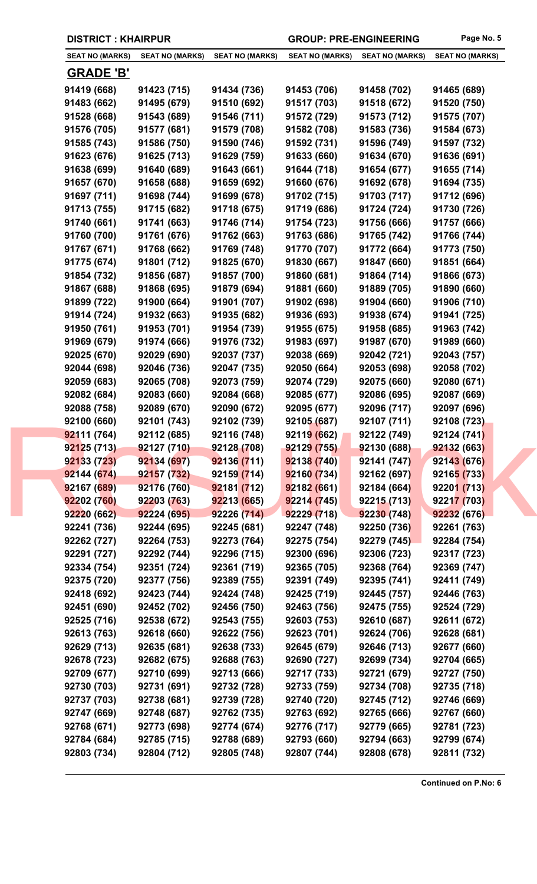DISTRICT : KHAIRPUR

GROUP: PRE-ENGINEERING

| SEAT NO (MARKS) | SEAT NO (MARKS) | SEAT NO (MARKS) | SEAT NO (MARKS) | SEAT NO (MARKS) | SEAT NO (MARKS) |
|---|---|---|---|---|---|

## GRADE 'B'

| | | | | | |
|---|---|---|---|---|---|
| 91419 (668) | 91423 (715) | 91434 (736) | 91453 (706) | 91458 (702) | 91465 (689) |
| 91483 (662) | 91495 (679) | 91510 (692) | 91517 (703) | 91518 (672) | 91520 (750) |
| 91528 (668) | 91543 (689) | 91546 (711) | 91572 (729) | 91573 (712) | 91575 (707) |
| 91576 (705) | 91577 (681) | 91579 (708) | 91582 (708) | 91583 (736) | 91584 (673) |
| 91585 (743) | 91586 (750) | 91590 (746) | 91592 (731) | 91596 (749) | 91597 (732) |
| 91623 (676) | 91625 (713) | 91629 (759) | 91633 (660) | 91634 (670) | 91636 (691) |
| 91638 (699) | 91640 (689) | 91643 (661) | 91644 (718) | 91654 (677) | 91655 (714) |
| 91657 (670) | 91658 (688) | 91659 (692) | 91660 (676) | 91692 (678) | 91694 (735) |
| 91697 (711) | 91698 (744) | 91699 (678) | 91702 (715) | 91703 (717) | 91712 (696) |
| 91713 (755) | 91715 (682) | 91718 (675) | 91719 (686) | 91724 (724) | 91730 (726) |
| 91740 (661) | 91741 (663) | 91746 (714) | 91754 (723) | 91756 (666) | 91757 (666) |
| 91760 (700) | 91761 (676) | 91762 (663) | 91763 (686) | 91765 (742) | 91766 (744) |
| 91767 (671) | 91768 (662) | 91769 (748) | 91770 (707) | 91772 (664) | 91773 (750) |
| 91775 (674) | 91801 (712) | 91825 (670) | 91830 (667) | 91847 (660) | 91851 (664) |
| 91854 (732) | 91856 (687) | 91857 (700) | 91860 (681) | 91864 (714) | 91866 (673) |
| 91867 (688) | 91868 (695) | 91879 (694) | 91881 (660) | 91889 (705) | 91890 (660) |
| 91899 (722) | 91900 (664) | 91901 (707) | 91902 (698) | 91904 (660) | 91906 (710) |
| 91914 (724) | 91932 (663) | 91935 (682) | 91936 (693) | 91938 (674) | 91941 (725) |
| 91950 (761) | 91953 (701) | 91954 (739) | 91955 (675) | 91958 (685) | 91963 (742) |
| 91969 (679) | 91974 (666) | 91976 (732) | 91983 (697) | 91987 (670) | 91989 (660) |
| 92025 (670) | 92029 (690) | 92037 (737) | 92038 (669) | 92042 (721) | 92043 (757) |
| 92044 (698) | 92046 (736) | 92047 (735) | 92050 (664) | 92053 (698) | 92058 (702) |
| 92059 (683) | 92065 (708) | 92073 (759) | 92074 (729) | 92075 (660) | 92080 (671) |
| 92082 (684) | 92083 (660) | 92084 (668) | 92085 (677) | 92086 (695) | 92087 (669) |
| 92088 (758) | 92089 (670) | 92090 (672) | 92095 (677) | 92096 (717) | 92097 (696) |
| 92100 (660) | 92101 (743) | 92102 (739) | 92105 (687) | 92107 (711) | 92108 (723) |
| 92111 (764) | 92112 (685) | 92116 (748) | 92119 (662) | 92122 (749) | 92124 (741) |
| 92125 (713) | 92127 (710) | 92128 (708) | 92129 (755) | 92130 (688) | 92132 (663) |
| 92133 (723) | 92134 (697) | 92136 (711) | 92138 (740) | 92141 (747) | 92143 (676) |
| 92144 (674) | 92157 (732) | 92159 (714) | 92160 (734) | 92162 (697) | 92165 (733) |
| 92167 (689) | 92176 (760) | 92181 (712) | 92182 (661) | 92184 (664) | 92201 (713) |
| 92202 (760) | 92203 (763) | 92213 (665) | 92214 (745) | 92215 (713) | 92217 (703) |
| 92220 (662) | 92224 (695) | 92226 (714) | 92229 (718) | 92230 (748) | 92232 (676) |
| 92241 (736) | 92244 (695) | 92245 (681) | 92247 (748) | 92250 (736) | 92261 (763) |
| 92262 (727) | 92264 (753) | 92273 (764) | 92275 (754) | 92279 (745) | 92284 (754) |
| 92291 (727) | 92292 (744) | 92296 (715) | 92300 (696) | 92306 (723) | 92317 (723) |
| 92334 (754) | 92351 (724) | 92361 (719) | 92365 (705) | 92368 (764) | 92369 (747) |
| 92375 (720) | 92377 (756) | 92389 (755) | 92391 (749) | 92395 (741) | 92411 (749) |
| 92418 (692) | 92423 (744) | 92424 (748) | 92425 (719) | 92445 (757) | 92446 (763) |
| 92451 (690) | 92452 (702) | 92456 (750) | 92463 (756) | 92475 (755) | 92524 (729) |
| 92525 (716) | 92538 (672) | 92543 (755) | 92603 (753) | 92610 (687) | 92611 (672) |
| 92613 (763) | 92618 (660) | 92622 (756) | 92623 (701) | 92624 (706) | 92628 (681) |
| 92629 (713) | 92635 (681) | 92638 (733) | 92645 (679) | 92646 (713) | 92677 (660) |
| 92678 (723) | 92682 (675) | 92688 (763) | 92690 (727) | 92699 (734) | 92704 (665) |
| 92709 (677) | 92710 (699) | 92713 (666) | 92717 (733) | 92721 (679) | 92727 (750) |
| 92730 (703) | 92731 (691) | 92732 (728) | 92733 (759) | 92734 (708) | 92735 (718) |
| 92737 (703) | 92738 (681) | 92739 (728) | 92740 (720) | 92745 (712) | 92746 (669) |
| 92747 (669) | 92748 (687) | 92762 (735) | 92763 (692) | 92765 (666) | 92767 (660) |
| 92768 (671) | 92773 (698) | 92774 (674) | 92776 (717) | 92779 (665) | 92781 (723) |
| 92784 (684) | 92785 (715) | 92788 (689) | 92793 (660) | 92794 (663) | 92799 (674) |
| 92803 (734) | 92804 (712) | 92805 (748) | 92807 (744) | 92808 (678) | 92811 (732) |

**Continued on P.No: 6**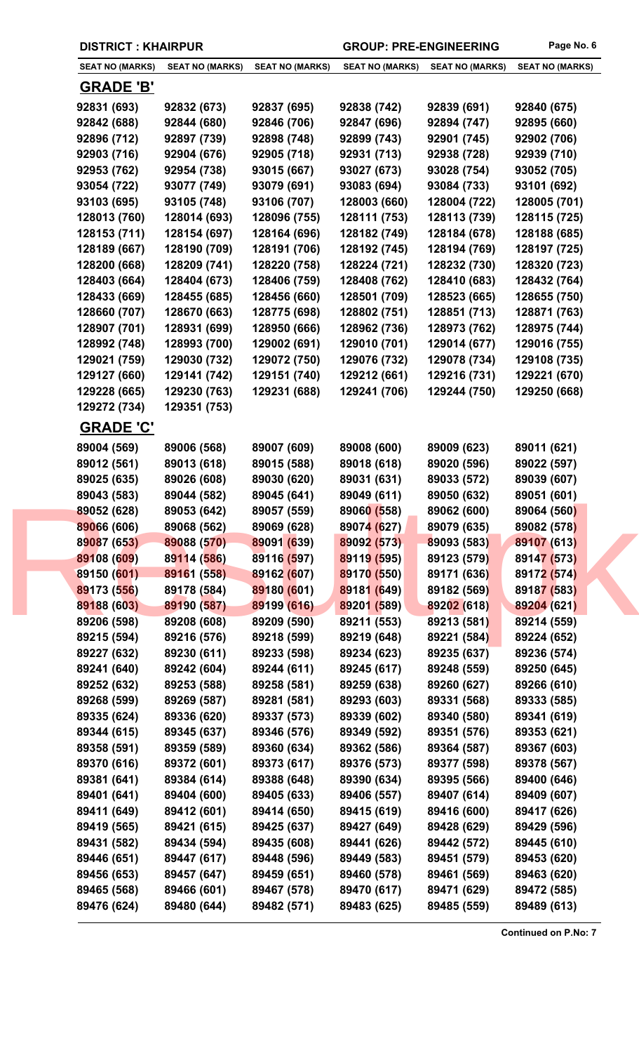DISTRICT : KHAIRPUR GROUP: PRE-ENGINEERING

| SEAT NO (MARKS) | SEAT NO (MARKS) | SEAT NO (MARKS) | SEAT NO (MARKS) | SEAT NO (MARKS) | SEAT NO (MARKS) |
|---|---|---|---|---|---|
| **GRADE 'B'** | | | | | |
| 92831 (693) | 92832 (673) | 92837 (695) | 92838 (742) | 92839 (691) | 92840 (675) |
| 92842 (688) | 92844 (680) | 92846 (706) | 92847 (696) | 92894 (747) | 92895 (660) |
| 92896 (712) | 92897 (739) | 92898 (748) | 92899 (743) | 92901 (745) | 92902 (706) |
| 92903 (716) | 92904 (676) | 92905 (718) | 92931 (713) | 92938 (728) | 92939 (710) |
| 92953 (762) | 92954 (738) | 93015 (667) | 93027 (673) | 93028 (754) | 93052 (705) |
| 93054 (722) | 93077 (749) | 93079 (691) | 93083 (694) | 93084 (733) | 93101 (692) |
| 93103 (695) | 93105 (748) | 93106 (707) | 128003 (660) | 128004 (722) | 128005 (701) |
| 128013 (760) | 128014 (693) | 128096 (755) | 128111 (753) | 128113 (739) | 128115 (725) |
| 128153 (711) | 128154 (697) | 128164 (696) | 128182 (749) | 128184 (678) | 128188 (685) |
| 128189 (667) | 128190 (709) | 128191 (706) | 128192 (745) | 128194 (769) | 128197 (725) |
| 128200 (668) | 128209 (741) | 128220 (758) | 128224 (721) | 128232 (730) | 128320 (723) |
| 128403 (664) | 128404 (673) | 128406 (759) | 128408 (762) | 128410 (683) | 128432 (764) |
| 128433 (669) | 128455 (685) | 128456 (660) | 128501 (709) | 128523 (665) | 128655 (750) |
| 128660 (707) | 128670 (663) | 128775 (698) | 128802 (751) | 128851 (713) | 128871 (763) |
| 128907 (701) | 128931 (699) | 128950 (666) | 128962 (736) | 128973 (762) | 128975 (744) |
| 128992 (748) | 128993 (700) | 129002 (691) | 129010 (701) | 129014 (677) | 129016 (755) |
| 129021 (759) | 129030 (732) | 129072 (750) | 129076 (732) | 129078 (734) | 129108 (735) |
| 129127 (660) | 129141 (742) | 129151 (740) | 129212 (661) | 129216 (731) | 129221 (670) |
| 129228 (665) | 129230 (763) | 129231 (688) | 129241 (706) | 129244 (750) | 129250 (668) |
| 129272 (734) | 129351 (753) | | | | |
| **GRADE 'C'** | | | | | |
| 89004 (569) | 89006 (568) | 89007 (609) | 89008 (600) | 89009 (623) | 89011 (621) |
| 89012 (561) | 89013 (618) | 89015 (588) | 89018 (618) | 89020 (596) | 89022 (597) |
| 89025 (635) | 89026 (608) | 89030 (620) | 89031 (631) | 89033 (572) | 89039 (607) |
| 89043 (583) | 89044 (582) | 89045 (641) | 89049 (611) | 89050 (632) | 89051 (601) |
| 89052 (628) | 89053 (642) | 89057 (559) | 89060 (558) | 89062 (600) | 89064 (560) |
| 89066 (606) | 89068 (562) | 89069 (628) | 89074 (627) | 89079 (635) | 89082 (578) |
| 89087 (653) | 89088 (570) | 89091 (639) | 89092 (573) | 89093 (583) | 89107 (613) |
| 89108 (609) | 89114 (586) | 89116 (597) | 89119 (595) | 89123 (579) | 89147 (573) |
| 89150 (601) | 89161 (558) | 89162 (607) | 89170 (550) | 89171 (636) | 89172 (574) |
| 89173 (556) | 89178 (584) | 89180 (601) | 89181 (649) | 89182 (569) | 89187 (583) |
| 89188 (603) | 89190 (587) | 89199 (616) | 89201 (589) | 89202 (618) | 89204 (621) |
| 89206 (598) | 89208 (608) | 89209 (590) | 89211 (553) | 89213 (581) | 89214 (559) |
| 89215 (594) | 89216 (576) | 89218 (599) | 89219 (648) | 89221 (584) | 89224 (652) |
| 89227 (632) | 89230 (611) | 89233 (598) | 89234 (623) | 89235 (637) | 89236 (574) |
| 89241 (640) | 89242 (604) | 89244 (611) | 89245 (617) | 89248 (559) | 89250 (645) |
| 89252 (632) | 89253 (588) | 89258 (581) | 89259 (638) | 89260 (627) | 89266 (610) |
| 89268 (599) | 89269 (587) | 89281 (581) | 89293 (603) | 89331 (568) | 89333 (585) |
| 89335 (624) | 89336 (620) | 89337 (573) | 89339 (602) | 89340 (580) | 89341 (619) |
| 89344 (615) | 89345 (637) | 89346 (576) | 89349 (592) | 89351 (576) | 89353 (621) |
| 89358 (591) | 89359 (589) | 89360 (634) | 89362 (586) | 89364 (587) | 89367 (603) |
| 89370 (616) | 89372 (601) | 89373 (617) | 89376 (573) | 89377 (598) | 89378 (567) |
| 89381 (641) | 89384 (614) | 89388 (648) | 89390 (634) | 89395 (566) | 89400 (646) |
| 89401 (641) | 89404 (600) | 89405 (633) | 89406 (557) | 89407 (614) | 89409 (607) |
| 89411 (649) | 89412 (601) | 89414 (650) | 89415 (619) | 89416 (600) | 89417 (626) |
| 89419 (565) | 89421 (615) | 89425 (637) | 89427 (649) | 89428 (629) | 89429 (596) |
| 89431 (582) | 89434 (594) | 89435 (608) | 89441 (626) | 89442 (572) | 89445 (610) |
| 89446 (651) | 89447 (617) | 89448 (596) | 89449 (583) | 89451 (579) | 89453 (620) |
| 89456 (653) | 89457 (647) | 89459 (651) | 89460 (578) | 89461 (569) | 89463 (620) |
| 89465 (568) | 89466 (601) | 89467 (578) | 89470 (617) | 89471 (629) | 89472 (585) |
| 89476 (624) | 89480 (644) | 89482 (571) | 89483 (625) | 89485 (559) | 89489 (613) |

**Continued on P.No: 7**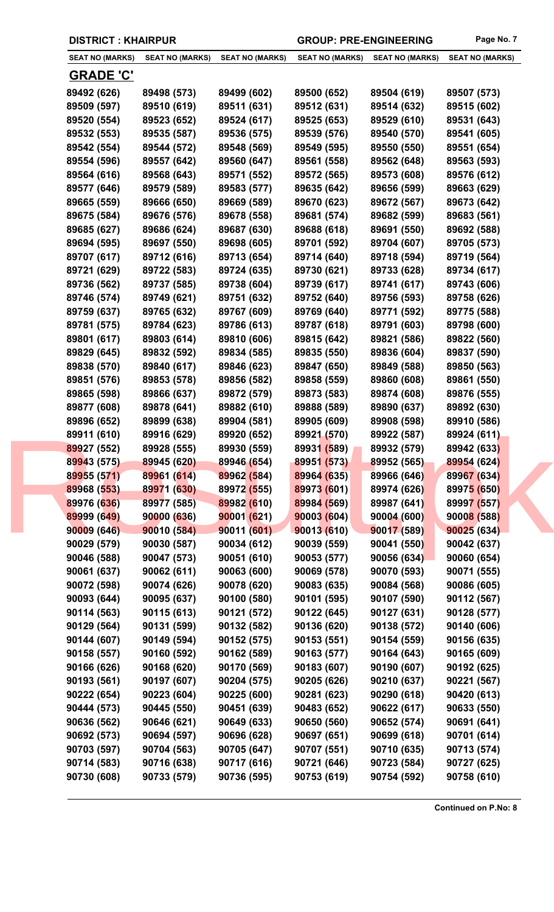**DISTRICT : KHAIRPUR** **GROUP: PRE-ENGINEERING**

| SEAT NO (MARKS) | SEAT NO (MARKS) | SEAT NO (MARKS) | SEAT NO (MARKS) | SEAT NO (MARKS) | SEAT NO (MARKS) |
|---|---|---|---|---|---|

## GRADE 'C'

| | | | | | |
|---|---|---|---|---|---|
| 89492 (626) | 89498 (573) | 89499 (602) | 89500 (652) | 89504 (619) | 89507 (573) |
| 89509 (597) | 89510 (619) | 89511 (631) | 89512 (631) | 89514 (632) | 89515 (602) |
| 89520 (554) | 89523 (652) | 89524 (617) | 89525 (653) | 89529 (610) | 89531 (643) |
| 89532 (553) | 89535 (587) | 89536 (575) | 89539 (576) | 89540 (570) | 89541 (605) |
| 89542 (554) | 89544 (572) | 89548 (569) | 89549 (595) | 89550 (550) | 89551 (654) |
| 89554 (596) | 89557 (642) | 89560 (647) | 89561 (558) | 89562 (648) | 89563 (593) |
| 89564 (616) | 89568 (643) | 89571 (552) | 89572 (565) | 89573 (608) | 89576 (612) |
| 89577 (646) | 89579 (589) | 89583 (577) | 89635 (642) | 89656 (599) | 89663 (629) |
| 89665 (559) | 89666 (650) | 89669 (589) | 89670 (623) | 89672 (567) | 89673 (642) |
| 89675 (584) | 89676 (576) | 89678 (558) | 89681 (574) | 89682 (599) | 89683 (561) |
| 89685 (627) | 89686 (624) | 89687 (630) | 89688 (618) | 89691 (550) | 89692 (588) |
| 89694 (595) | 89697 (550) | 89698 (605) | 89701 (592) | 89704 (607) | 89705 (573) |
| 89707 (617) | 89712 (616) | 89713 (654) | 89714 (640) | 89718 (594) | 89719 (564) |
| 89721 (629) | 89722 (583) | 89724 (635) | 89730 (621) | 89733 (628) | 89734 (617) |
| 89736 (562) | 89737 (585) | 89738 (604) | 89739 (617) | 89741 (617) | 89743 (606) |
| 89746 (574) | 89749 (621) | 89751 (632) | 89752 (640) | 89756 (593) | 89758 (626) |
| 89759 (637) | 89765 (632) | 89767 (609) | 89769 (640) | 89771 (592) | 89775 (588) |
| 89781 (575) | 89784 (623) | 89786 (613) | 89787 (618) | 89791 (603) | 89798 (600) |
| 89801 (617) | 89803 (614) | 89810 (606) | 89815 (642) | 89821 (586) | 89822 (560) |
| 89829 (645) | 89832 (592) | 89834 (585) | 89835 (550) | 89836 (604) | 89837 (590) |
| 89838 (570) | 89840 (617) | 89846 (623) | 89847 (650) | 89849 (588) | 89850 (563) |
| 89851 (576) | 89853 (578) | 89856 (582) | 89858 (559) | 89860 (608) | 89861 (550) |
| 89865 (598) | 89866 (637) | 89872 (579) | 89873 (583) | 89874 (608) | 89876 (555) |
| 89877 (608) | 89878 (641) | 89882 (610) | 89888 (589) | 89890 (637) | 89892 (630) |
| 89896 (652) | 89899 (638) | 89904 (581) | 89905 (609) | 89908 (598) | 89910 (586) |
| 89911 (610) | 89916 (629) | 89920 (652) | 89921 (570) | 89922 (587) | 89924 (611) |
| 89927 (552) | 89928 (555) | 89930 (559) | 89931 (589) | 89932 (579) | 89942 (633) |
| 89943 (575) | 89945 (620) | 89946 (654) | 89951 (573) | 89952 (565) | 89954 (624) |
| 89955 (571) | 89961 (614) | 89962 (584) | 89964 (635) | 89966 (646) | 89967 (634) |
| 89968 (553) | 89971 (630) | 89972 (555) | 89973 (601) | 89974 (626) | 89975 (650) |
| 89976 (636) | 89977 (585) | 89982 (610) | 89984 (569) | 89987 (641) | 89997 (557) |
| 89999 (649) | 90000 (636) | 90001 (621) | 90003 (604) | 90004 (600) | 90008 (588) |
| 90009 (646) | 90010 (584) | 90011 (601) | 90013 (610) | 90017 (589) | 90025 (634) |
| 90029 (579) | 90030 (587) | 90034 (612) | 90039 (559) | 90041 (550) | 90042 (637) |
| 90046 (588) | 90047 (573) | 90051 (610) | 90053 (577) | 90056 (634) | 90060 (654) |
| 90061 (637) | 90062 (611) | 90063 (600) | 90069 (578) | 90070 (593) | 90071 (555) |
| 90072 (598) | 90074 (626) | 90078 (620) | 90083 (635) | 90084 (568) | 90086 (605) |
| 90093 (644) | 90095 (637) | 90100 (580) | 90101 (595) | 90107 (590) | 90112 (567) |
| 90114 (563) | 90115 (613) | 90121 (572) | 90122 (645) | 90127 (631) | 90128 (577) |
| 90129 (564) | 90131 (599) | 90132 (582) | 90136 (620) | 90138 (572) | 90140 (606) |
| 90144 (607) | 90149 (594) | 90152 (575) | 90153 (551) | 90154 (559) | 90156 (635) |
| 90158 (557) | 90160 (592) | 90162 (589) | 90163 (577) | 90164 (643) | 90165 (609) |
| 90166 (626) | 90168 (620) | 90170 (569) | 90183 (607) | 90190 (607) | 90192 (625) |
| 90193 (561) | 90197 (607) | 90204 (575) | 90205 (626) | 90210 (637) | 90221 (567) |
| 90222 (654) | 90223 (604) | 90225 (600) | 90281 (623) | 90290 (618) | 90420 (613) |
| 90444 (573) | 90445 (550) | 90451 (639) | 90483 (652) | 90622 (617) | 90633 (550) |
| 90636 (562) | 90646 (621) | 90649 (633) | 90650 (560) | 90652 (574) | 90691 (641) |
| 90692 (573) | 90694 (597) | 90696 (628) | 90697 (651) | 90699 (618) | 90701 (614) |
| 90703 (597) | 90704 (563) | 90705 (647) | 90707 (551) | 90710 (635) | 90713 (574) |
| 90714 (583) | 90716 (638) | 90717 (616) | 90721 (646) | 90723 (584) | 90727 (625) |
| 90730 (608) | 90733 (579) | 90736 (595) | 90753 (619) | 90754 (592) | 90758 (610) |

**Continued on P.No: 8**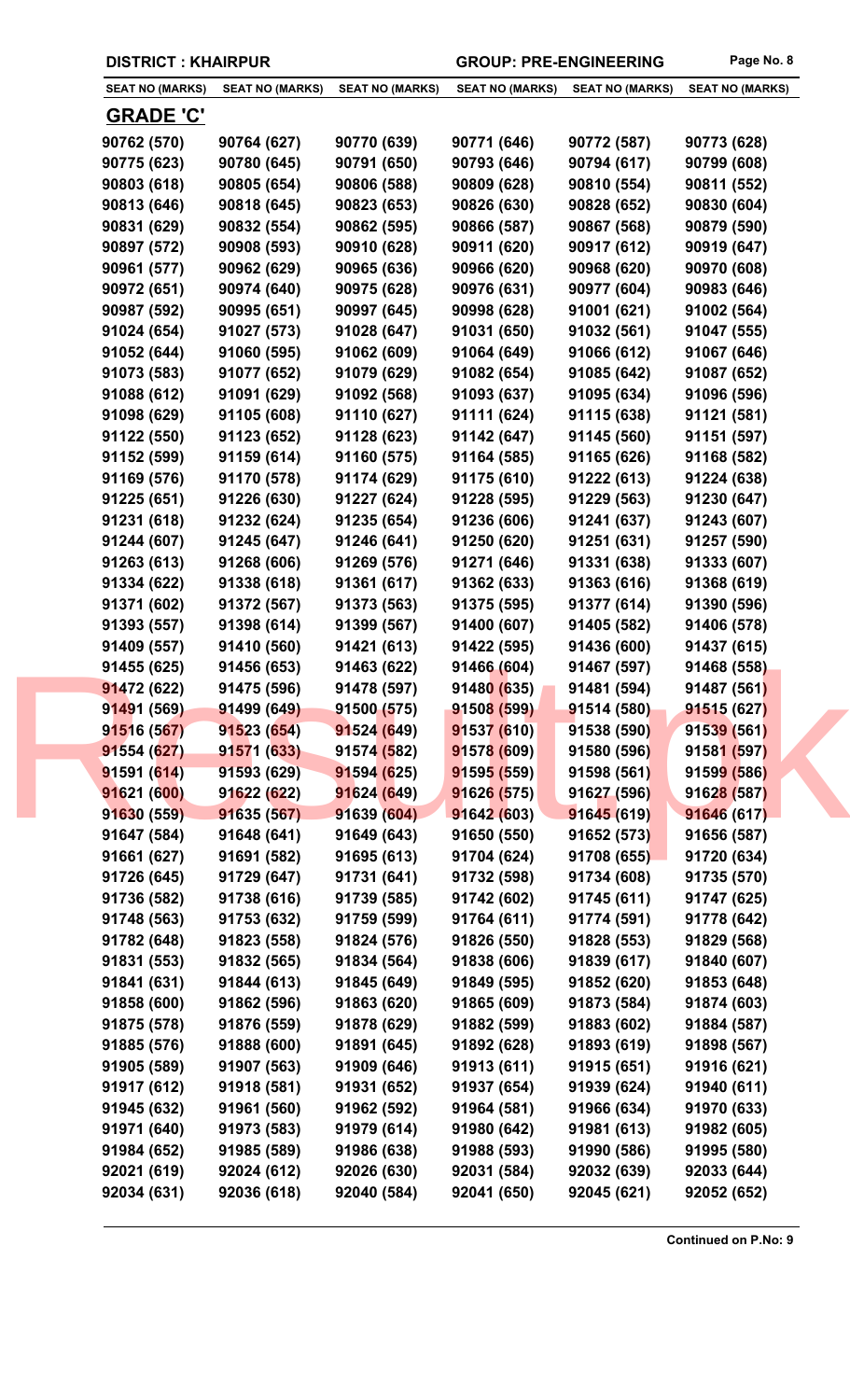**DISTRICT : KHAIRPUR** **GROUP: PRE-ENGINEERING**

| SEAT NO (MARKS) | SEAT NO (MARKS) | SEAT NO (MARKS) | SEAT NO (MARKS) | SEAT NO (MARKS) | SEAT NO (MARKS) |
|---|---|---|---|---|---|

## GRADE 'C'

| | | | | | |
|---|---|---|---|---|---|
| 90762 (570) | 90764 (627) | 90770 (639) | 90771 (646) | 90772 (587) | 90773 (628) |
| 90775 (623) | 90780 (645) | 90791 (650) | 90793 (646) | 90794 (617) | 90799 (608) |
| 90803 (618) | 90805 (654) | 90806 (588) | 90809 (628) | 90810 (554) | 90811 (552) |
| 90813 (646) | 90818 (645) | 90823 (653) | 90826 (630) | 90828 (652) | 90830 (604) |
| 90831 (629) | 90832 (554) | 90862 (595) | 90866 (587) | 90867 (568) | 90879 (590) |
| 90897 (572) | 90908 (593) | 90910 (628) | 90911 (620) | 90917 (612) | 90919 (647) |
| 90961 (577) | 90962 (629) | 90965 (636) | 90966 (620) | 90968 (620) | 90970 (608) |
| 90972 (651) | 90974 (640) | 90975 (628) | 90976 (631) | 90977 (604) | 90983 (646) |
| 90987 (592) | 90995 (651) | 90997 (645) | 90998 (628) | 91001 (621) | 91002 (564) |
| 91024 (654) | 91027 (573) | 91028 (647) | 91031 (650) | 91032 (561) | 91047 (555) |
| 91052 (644) | 91060 (595) | 91062 (609) | 91064 (649) | 91066 (612) | 91067 (646) |
| 91073 (583) | 91077 (652) | 91079 (629) | 91082 (654) | 91085 (642) | 91087 (652) |
| 91088 (612) | 91091 (629) | 91092 (568) | 91093 (637) | 91095 (634) | 91096 (596) |
| 91098 (629) | 91105 (608) | 91110 (627) | 91111 (624) | 91115 (638) | 91121 (581) |
| 91122 (550) | 91123 (652) | 91128 (623) | 91142 (647) | 91145 (560) | 91151 (597) |
| 91152 (599) | 91159 (614) | 91160 (575) | 91164 (585) | 91165 (626) | 91168 (582) |
| 91169 (576) | 91170 (578) | 91174 (629) | 91175 (610) | 91222 (613) | 91224 (638) |
| 91225 (651) | 91226 (630) | 91227 (624) | 91228 (595) | 91229 (563) | 91230 (647) |
| 91231 (618) | 91232 (624) | 91235 (654) | 91236 (606) | 91241 (637) | 91243 (607) |
| 91244 (607) | 91245 (647) | 91246 (641) | 91250 (620) | 91251 (631) | 91257 (590) |
| 91263 (613) | 91268 (606) | 91269 (576) | 91271 (646) | 91331 (638) | 91333 (607) |
| 91334 (622) | 91338 (618) | 91361 (617) | 91362 (633) | 91363 (616) | 91368 (619) |
| 91371 (602) | 91372 (567) | 91373 (563) | 91375 (595) | 91377 (614) | 91390 (596) |
| 91393 (557) | 91398 (614) | 91399 (567) | 91400 (607) | 91405 (582) | 91406 (578) |
| 91409 (557) | 91410 (560) | 91421 (613) | 91422 (595) | 91436 (600) | 91437 (615) |
| 91455 (625) | 91456 (653) | 91463 (622) | 91466 (604) | 91467 (597) | 91468 (558) |
| 91472 (622) | 91475 (596) | 91478 (597) | 91480 (635) | 91481 (594) | 91487 (561) |
| 91491 (569) | 91499 (649) | 91500 (575) | 91508 (599) | 91514 (580) | 91515 (627) |
| 91516 (567) | 91523 (654) | 91524 (649) | 91537 (610) | 91538 (590) | 91539 (561) |
| 91554 (627) | 91571 (633) | 91574 (582) | 91578 (609) | 91580 (596) | 91581 (597) |
| 91591 (614) | 91593 (629) | 91594 (625) | 91595 (559) | 91598 (561) | 91599 (586) |
| 91621 (600) | 91622 (622) | 91624 (649) | 91626 (575) | 91627 (596) | 91628 (587) |
| 91630 (559) | 91635 (567) | 91639 (604) | 91642 (603) | 91645 (619) | 91646 (617) |
| 91647 (584) | 91648 (641) | 91649 (643) | 91650 (550) | 91652 (573) | 91656 (587) |
| 91661 (627) | 91691 (582) | 91695 (613) | 91704 (624) | 91708 (655) | 91720 (634) |
| 91726 (645) | 91729 (647) | 91731 (641) | 91732 (598) | 91734 (608) | 91735 (570) |
| 91736 (582) | 91738 (616) | 91739 (585) | 91742 (602) | 91745 (611) | 91747 (625) |
| 91748 (563) | 91753 (632) | 91759 (599) | 91764 (611) | 91774 (591) | 91778 (642) |
| 91782 (648) | 91823 (558) | 91824 (576) | 91826 (550) | 91828 (553) | 91829 (568) |
| 91831 (553) | 91832 (565) | 91834 (564) | 91838 (606) | 91839 (617) | 91840 (607) |
| 91841 (631) | 91844 (613) | 91845 (649) | 91849 (595) | 91852 (620) | 91853 (648) |
| 91858 (600) | 91862 (596) | 91863 (620) | 91865 (609) | 91873 (584) | 91874 (603) |
| 91875 (578) | 91876 (559) | 91878 (629) | 91882 (599) | 91883 (602) | 91884 (587) |
| 91885 (576) | 91888 (600) | 91891 (645) | 91892 (628) | 91893 (619) | 91898 (567) |
| 91905 (589) | 91907 (563) | 91909 (646) | 91913 (611) | 91915 (651) | 91916 (621) |
| 91917 (612) | 91918 (581) | 91931 (652) | 91937 (654) | 91939 (624) | 91940 (611) |
| 91945 (632) | 91961 (560) | 91962 (592) | 91964 (581) | 91966 (634) | 91970 (633) |
| 91971 (640) | 91973 (583) | 91979 (614) | 91980 (642) | 91981 (613) | 91982 (605) |
| 91984 (652) | 91985 (589) | 91986 (638) | 91988 (593) | 91990 (586) | 91995 (580) |
| 92021 (619) | 92024 (612) | 92026 (630) | 92031 (584) | 92032 (639) | 92033 (644) |
| 92034 (631) | 92036 (618) | 92040 (584) | 92041 (650) | 92045 (621) | 92052 (652) |

**Continued on P.No: 9**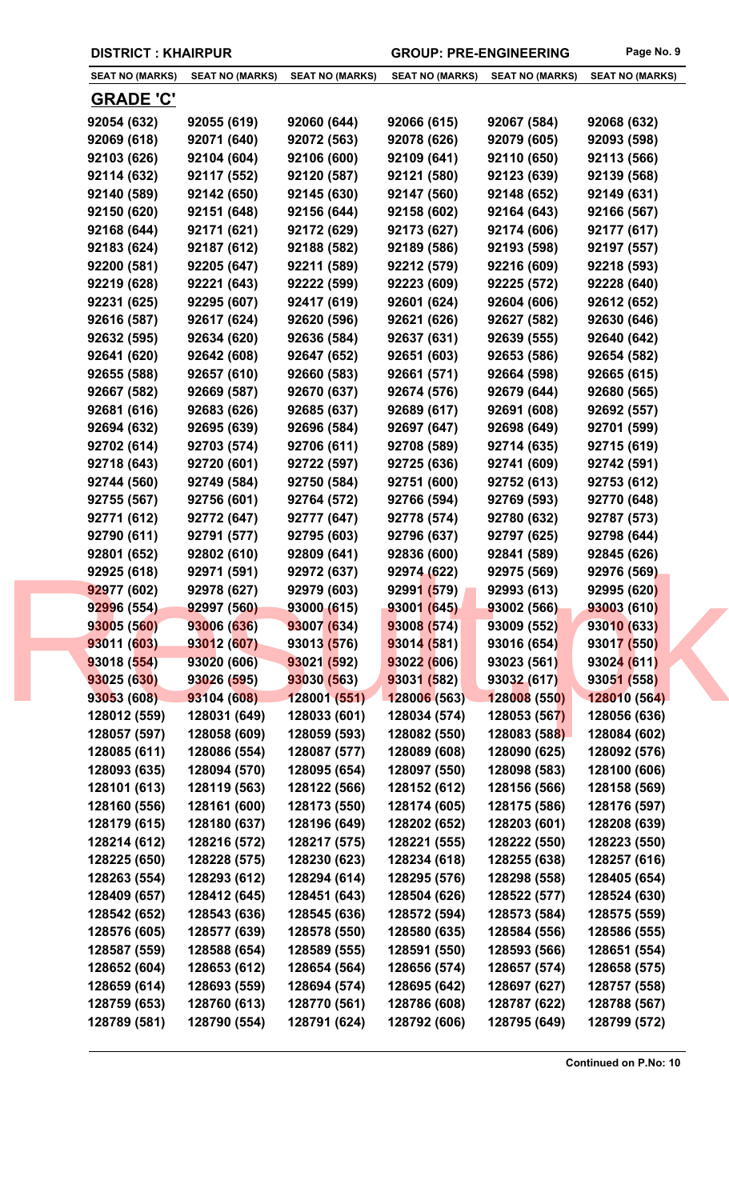DISTRICT : KHAIRPUR

GROUP: PRE-ENGINEERING

| SEAT NO (MARKS) | SEAT NO (MARKS) | SEAT NO (MARKS) | SEAT NO (MARKS) | SEAT NO (MARKS) | SEAT NO (MARKS) |
|---|---|---|---|---|---|

## GRADE 'C'

| | | | | | |
|---|---|---|---|---|---|
| 92054 (632) | 92055 (619) | 92060 (644) | 92066 (615) | 92067 (584) | 92068 (632) |
| 92069 (618) | 92071 (640) | 92072 (563) | 92078 (626) | 92079 (605) | 92093 (598) |
| 92103 (626) | 92104 (604) | 92106 (600) | 92109 (641) | 92110 (650) | 92113 (566) |
| 92114 (632) | 92117 (552) | 92120 (587) | 92121 (580) | 92123 (639) | 92139 (568) |
| 92140 (589) | 92142 (650) | 92145 (630) | 92147 (560) | 92148 (652) | 92149 (631) |
| 92150 (620) | 92151 (648) | 92156 (644) | 92158 (602) | 92164 (643) | 92166 (567) |
| 92168 (644) | 92171 (621) | 92172 (629) | 92173 (627) | 92174 (606) | 92177 (617) |
| 92183 (624) | 92187 (612) | 92188 (582) | 92189 (586) | 92193 (598) | 92197 (557) |
| 92200 (581) | 92205 (647) | 92211 (589) | 92212 (579) | 92216 (609) | 92218 (593) |
| 92219 (628) | 92221 (643) | 92222 (599) | 92223 (609) | 92225 (572) | 92228 (640) |
| 92231 (625) | 92295 (607) | 92417 (619) | 92601 (624) | 92604 (606) | 92612 (652) |
| 92616 (587) | 92617 (624) | 92620 (596) | 92621 (626) | 92627 (582) | 92630 (646) |
| 92632 (595) | 92634 (620) | 92636 (584) | 92637 (631) | 92639 (555) | 92640 (642) |
| 92641 (620) | 92642 (608) | 92647 (652) | 92651 (603) | 92653 (586) | 92654 (582) |
| 92655 (588) | 92657 (610) | 92660 (583) | 92661 (571) | 92664 (598) | 92665 (615) |
| 92667 (582) | 92669 (587) | 92670 (637) | 92674 (576) | 92679 (644) | 92680 (565) |
| 92681 (616) | 92683 (626) | 92685 (637) | 92689 (617) | 92691 (608) | 92692 (557) |
| 92694 (632) | 92695 (639) | 92696 (584) | 92697 (647) | 92698 (649) | 92701 (599) |
| 92702 (614) | 92703 (574) | 92706 (611) | 92708 (589) | 92714 (635) | 92715 (619) |
| 92718 (643) | 92720 (601) | 92722 (597) | 92725 (636) | 92741 (609) | 92742 (591) |
| 92744 (560) | 92749 (584) | 92750 (584) | 92751 (600) | 92752 (613) | 92753 (612) |
| 92755 (567) | 92756 (601) | 92764 (572) | 92766 (594) | 92769 (593) | 92770 (648) |
| 92771 (612) | 92772 (647) | 92777 (647) | 92778 (574) | 92780 (632) | 92787 (573) |
| 92790 (611) | 92791 (577) | 92795 (603) | 92796 (637) | 92797 (625) | 92798 (644) |
| 92801 (652) | 92802 (610) | 92809 (641) | 92836 (600) | 92841 (589) | 92845 (626) |
| 92925 (618) | 92971 (591) | 92972 (637) | 92974 (622) | 92975 (569) | 92976 (569) |
| 92977 (602) | 92978 (627) | 92979 (603) | 92991 (579) | 92993 (613) | 92995 (620) |
| 92996 (554) | 92997 (560) | 93000 (615) | 93001 (645) | 93002 (566) | 93003 (610) |
| 93005 (560) | 93006 (636) | 93007 (634) | 93008 (574) | 93009 (552) | 93010 (633) |
| 93011 (603) | 93012 (607) | 93013 (576) | 93014 (581) | 93016 (654) | 93017 (550) |
| 93018 (554) | 93020 (606) | 93021 (592) | 93022 (606) | 93023 (561) | 93024 (611) |
| 93025 (630) | 93026 (595) | 93030 (563) | 93031 (582) | 93032 (617) | 93051 (558) |
| 93053 (608) | 93104 (608) | 128001 (551) | 128006 (563) | 128008 (550) | 128010 (564) |
| 128012 (559) | 128031 (649) | 128033 (601) | 128034 (574) | 128053 (567) | 128056 (636) |
| 128057 (597) | 128058 (609) | 128059 (593) | 128082 (550) | 128083 (588) | 128084 (602) |
| 128085 (611) | 128086 (554) | 128087 (577) | 128089 (608) | 128090 (625) | 128092 (576) |
| 128093 (635) | 128094 (570) | 128095 (654) | 128097 (550) | 128098 (583) | 128100 (606) |
| 128101 (613) | 128119 (563) | 128122 (566) | 128152 (612) | 128156 (566) | 128158 (569) |
| 128160 (556) | 128161 (600) | 128173 (550) | 128174 (605) | 128175 (586) | 128176 (597) |
| 128179 (615) | 128180 (637) | 128196 (649) | 128202 (652) | 128203 (601) | 128208 (639) |
| 128214 (612) | 128216 (572) | 128217 (575) | 128221 (555) | 128222 (550) | 128223 (550) |
| 128225 (650) | 128228 (575) | 128230 (623) | 128234 (618) | 128255 (638) | 128257 (616) |
| 128263 (554) | 128293 (612) | 128294 (614) | 128295 (576) | 128298 (558) | 128405 (654) |
| 128409 (657) | 128412 (645) | 128451 (643) | 128504 (626) | 128522 (577) | 128524 (630) |
| 128542 (652) | 128543 (636) | 128545 (636) | 128572 (594) | 128573 (584) | 128575 (559) |
| 128576 (605) | 128577 (639) | 128578 (550) | 128580 (635) | 128584 (556) | 128586 (555) |
| 128587 (559) | 128588 (654) | 128589 (555) | 128591 (550) | 128593 (566) | 128651 (554) |
| 128652 (604) | 128653 (612) | 128654 (564) | 128656 (574) | 128657 (574) | 128658 (575) |
| 128659 (614) | 128693 (559) | 128694 (574) | 128695 (642) | 128697 (627) | 128757 (558) |
| 128759 (653) | 128760 (613) | 128770 (561) | 128786 (608) | 128787 (622) | 128788 (567) |
| 128789 (581) | 128790 (554) | 128791 (624) | 128792 (606) | 128795 (649) | 128799 (572) |

Continued on P.No: 10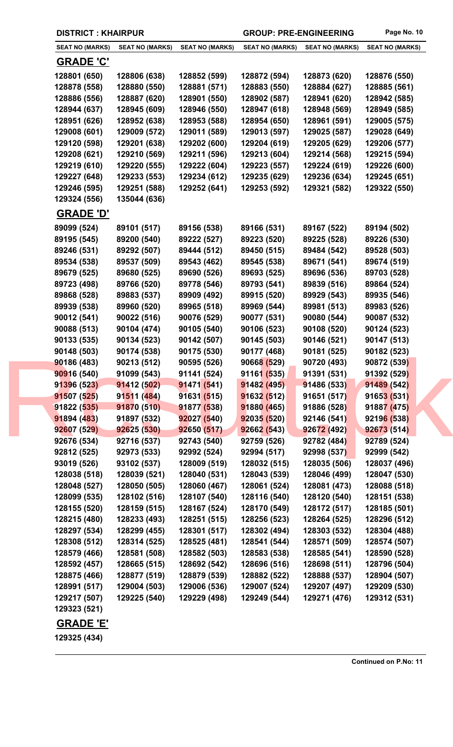DISTRICT : KHAIRPUR | GROUP: PRE-ENGINEERING

## GRADE 'C'

| SEAT NO (MARKS) | SEAT NO (MARKS) | SEAT NO (MARKS) | SEAT NO (MARKS) | SEAT NO (MARKS) | SEAT NO (MARKS) |
|---|---|---|---|---|---|
| 128801 (650) | 128806 (638) | 128852 (599) | 128872 (594) | 128873 (620) | 128876 (550) |
| 128878 (558) | 128880 (550) | 128881 (571) | 128883 (550) | 128884 (627) | 128885 (561) |
| 128886 (556) | 128887 (620) | 128901 (550) | 128902 (587) | 128941 (620) | 128942 (585) |
| 128944 (637) | 128945 (609) | 128946 (550) | 128947 (618) | 128948 (569) | 128949 (585) |
| 128951 (626) | 128952 (638) | 128953 (588) | 128954 (650) | 128961 (591) | 129005 (575) |
| 129008 (601) | 129009 (572) | 129011 (589) | 129013 (597) | 129025 (587) | 129028 (649) |
| 129120 (598) | 129201 (638) | 129202 (600) | 129204 (619) | 129205 (629) | 129206 (577) |
| 129208 (621) | 129210 (569) | 129211 (596) | 129213 (604) | 129214 (568) | 129215 (594) |
| 129219 (610) | 129220 (555) | 129222 (604) | 129223 (557) | 129224 (619) | 129226 (600) |
| 129227 (648) | 129233 (553) | 129234 (612) | 129235 (629) | 129236 (634) | 129245 (651) |
| 129246 (595) | 129251 (588) | 129252 (641) | 129253 (592) | 129321 (582) | 129322 (550) |
| 129324 (556) | 135044 (636) | | | | |

## GRADE 'D'

| SEAT NO (MARKS) | SEAT NO (MARKS) | SEAT NO (MARKS) | SEAT NO (MARKS) | SEAT NO (MARKS) | SEAT NO (MARKS) |
|---|---|---|---|---|---|
| 89099 (524) | 89101 (517) | 89156 (538) | 89166 (531) | 89167 (522) | 89194 (502) |
| 89195 (545) | 89200 (540) | 89222 (527) | 89223 (520) | 89225 (528) | 89226 (530) |
| 89246 (531) | 89292 (507) | 89444 (512) | 89450 (515) | 89484 (542) | 89528 (503) |
| 89534 (538) | 89537 (509) | 89543 (462) | 89545 (538) | 89671 (541) | 89674 (519) |
| 89679 (525) | 89680 (525) | 89690 (526) | 89693 (525) | 89696 (536) | 89703 (528) |
| 89723 (498) | 89766 (520) | 89778 (546) | 89793 (541) | 89839 (516) | 89864 (524) |
| 89868 (528) | 89883 (537) | 89909 (492) | 89915 (520) | 89929 (543) | 89935 (546) |
| 89939 (538) | 89960 (520) | 89965 (518) | 89969 (544) | 89981 (513) | 89983 (526) |
| 90012 (541) | 90022 (516) | 90076 (529) | 90077 (531) | 90080 (544) | 90087 (532) |
| 90088 (513) | 90104 (474) | 90105 (540) | 90106 (523) | 90108 (520) | 90124 (523) |
| 90133 (535) | 90134 (523) | 90142 (507) | 90145 (503) | 90146 (521) | 90147 (513) |
| 90148 (503) | 90174 (538) | 90175 (530) | 90177 (468) | 90181 (525) | 90182 (523) |
| 90186 (483) | 90213 (512) | 90595 (526) | 90668 (529) | 90720 (493) | 90872 (539) |
| 90916 (540) | 91099 (543) | 91141 (524) | 91161 (535) | 91391 (531) | 91392 (529) |
| 91396 (523) | 91412 (502) | 91471 (541) | 91482 (495) | 91486 (533) | 91489 (542) |
| 91507 (525) | 91511 (484) | 91631 (515) | 91632 (512) | 91651 (517) | 91653 (531) |
| 91822 (535) | 91870 (510) | 91877 (538) | 91880 (465) | 91886 (528) | 91887 (475) |
| 91894 (483) | 91897 (532) | 92027 (540) | 92035 (520) | 92146 (541) | 92196 (538) |
| 92607 (529) | 92625 (530) | 92650 (517) | 92662 (543) | 92672 (492) | 92673 (514) |
| 92676 (534) | 92716 (537) | 92743 (540) | 92759 (526) | 92782 (484) | 92789 (524) |
| 92812 (525) | 92973 (533) | 92992 (524) | 92994 (517) | 92998 (537) | 92999 (542) |
| 93019 (526) | 93102 (537) | 128009 (519) | 128032 (515) | 128035 (506) | 128037 (496) |
| 128038 (518) | 128039 (521) | 128040 (531) | 128043 (539) | 128046 (499) | 128047 (530) |
| 128048 (527) | 128050 (505) | 128060 (467) | 128061 (524) | 128081 (473) | 128088 (518) |
| 128099 (535) | 128102 (516) | 128107 (540) | 128116 (540) | 128120 (540) | 128151 (538) |
| 128155 (520) | 128159 (515) | 128167 (524) | 128170 (549) | 128172 (517) | 128185 (501) |
| 128215 (480) | 128233 (493) | 128251 (515) | 128256 (523) | 128264 (525) | 128296 (512) |
| 128297 (534) | 128299 (455) | 128301 (517) | 128302 (494) | 128303 (532) | 128304 (488) |
| 128308 (512) | 128314 (525) | 128525 (481) | 128541 (544) | 128571 (509) | 128574 (507) |
| 128579 (466) | 128581 (508) | 128582 (503) | 128583 (538) | 128585 (541) | 128590 (528) |
| 128592 (457) | 128665 (515) | 128692 (542) | 128696 (516) | 128698 (511) | 128796 (504) |
| 128875 (466) | 128877 (519) | 128879 (539) | 128882 (522) | 128888 (537) | 128904 (507) |
| 128991 (517) | 129004 (503) | 129006 (536) | 129007 (524) | 129207 (497) | 129209 (530) |
| 129217 (507) | 129225 (540) | 129229 (498) | 129249 (544) | 129271 (476) | 129312 (531) |
| 129323 (521) | | | | | |

## GRADE 'E'

| SEAT NO (MARKS) |
|---|
| 129325 (434) |

Continued on P.No: 11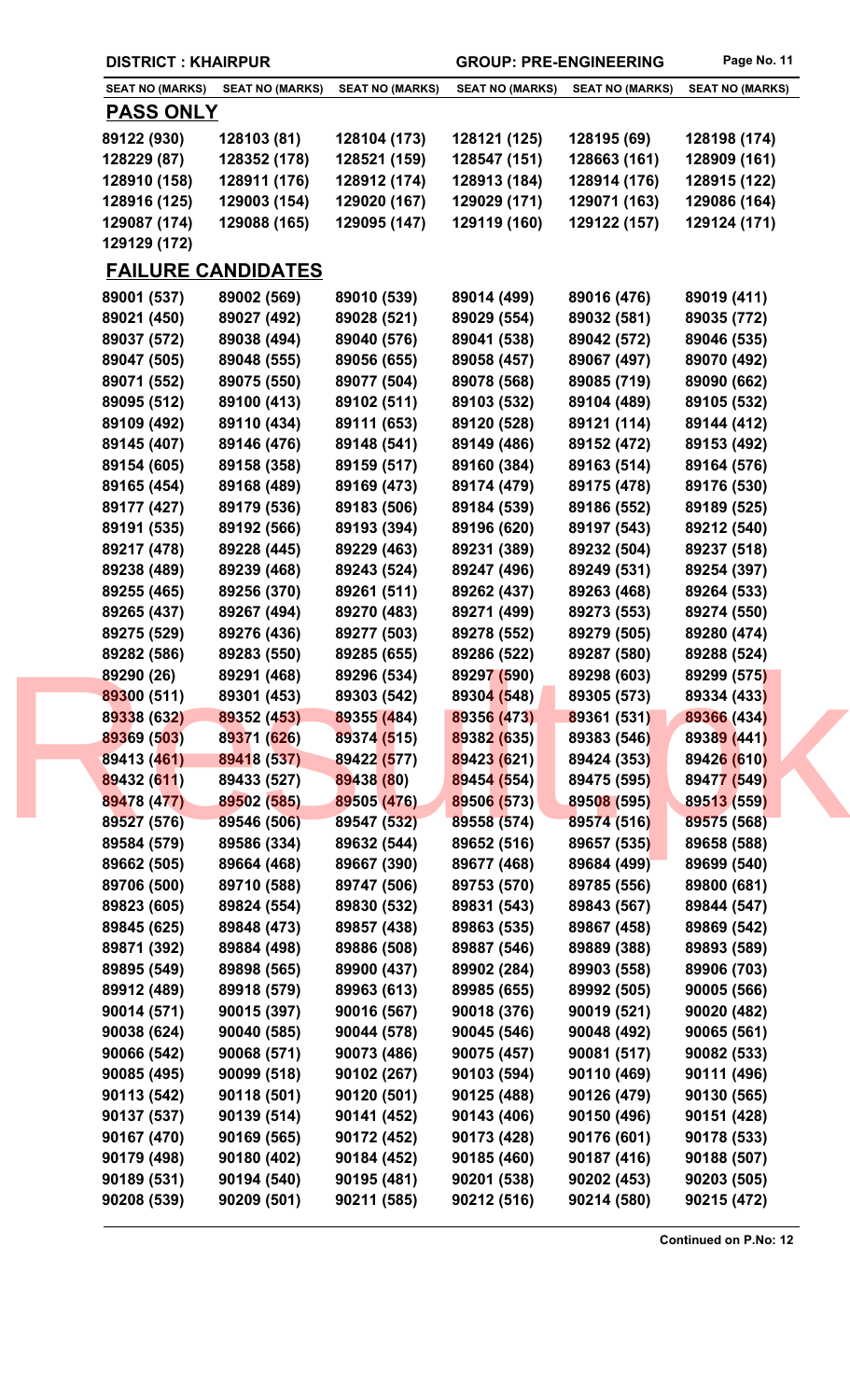DISTRICT : KHAIRPUR GROUP: PRE-ENGINEERING

| SEAT NO (MARKS) | SEAT NO (MARKS) | SEAT NO (MARKS) | SEAT NO (MARKS) | SEAT NO (MARKS) | SEAT NO (MARKS) |
|---|---|---|---|---|---|

## PASS ONLY

| | | | | | |
|---|---|---|---|---|---|
| 89122 (930) | 128103 (81) | 128104 (173) | 128121 (125) | 128195 (69) | 128198 (174) |
| 128229 (87) | 128352 (178) | 128521 (159) | 128547 (151) | 128663 (161) | 128909 (161) |
| 128910 (158) | 128911 (176) | 128912 (174) | 128913 (184) | 128914 (176) | 128915 (122) |
| 128916 (125) | 129003 (154) | 129020 (167) | 129029 (171) | 129071 (163) | 129086 (164) |
| 129087 (174) | 129088 (165) | 129095 (147) | 129119 (160) | 129122 (157) | 129124 (171) |
| 129129 (172) | | | | | |

## FAILURE CANDIDATES

| | | | | | |
|---|---|---|---|---|---|
| 89001 (537) | 89002 (569) | 89010 (539) | 89014 (499) | 89016 (476) | 89019 (411) |
| 89021 (450) | 89027 (492) | 89028 (521) | 89029 (554) | 89032 (581) | 89035 (772) |
| 89037 (572) | 89038 (494) | 89040 (576) | 89041 (538) | 89042 (572) | 89046 (535) |
| 89047 (505) | 89048 (555) | 89056 (655) | 89058 (457) | 89067 (497) | 89070 (492) |
| 89071 (552) | 89075 (550) | 89077 (504) | 89078 (568) | 89085 (719) | 89090 (662) |
| 89095 (512) | 89100 (413) | 89102 (511) | 89103 (532) | 89104 (489) | 89105 (532) |
| 89109 (492) | 89110 (434) | 89111 (653) | 89120 (528) | 89121 (114) | 89144 (412) |
| 89145 (407) | 89146 (476) | 89148 (541) | 89149 (486) | 89152 (472) | 89153 (492) |
| 89154 (605) | 89158 (358) | 89159 (517) | 89160 (384) | 89163 (514) | 89164 (576) |
| 89165 (454) | 89168 (489) | 89169 (473) | 89174 (479) | 89175 (478) | 89176 (530) |
| 89177 (427) | 89179 (536) | 89183 (506) | 89184 (539) | 89186 (552) | 89189 (525) |
| 89191 (535) | 89192 (566) | 89193 (394) | 89196 (620) | 89197 (543) | 89212 (540) |
| 89217 (478) | 89228 (445) | 89229 (463) | 89231 (389) | 89232 (504) | 89237 (518) |
| 89238 (489) | 89239 (468) | 89243 (524) | 89247 (496) | 89249 (531) | 89254 (397) |
| 89255 (465) | 89256 (370) | 89261 (511) | 89262 (437) | 89263 (468) | 89264 (533) |
| 89265 (437) | 89267 (494) | 89270 (483) | 89271 (499) | 89273 (553) | 89274 (550) |
| 89275 (529) | 89276 (436) | 89277 (503) | 89278 (552) | 89279 (505) | 89280 (474) |
| 89282 (586) | 89283 (550) | 89285 (655) | 89286 (522) | 89287 (580) | 89288 (524) |
| 89290 (26) | 89291 (468) | 89296 (534) | 89297 (590) | 89298 (603) | 89299 (575) |
| 89300 (511) | 89301 (453) | 89303 (542) | 89304 (548) | 89305 (573) | 89334 (433) |
| 89338 (632) | 89352 (453) | 89355 (484) | 89356 (473) | 89361 (531) | 89366 (434) |
| 89369 (503) | 89371 (626) | 89374 (515) | 89382 (635) | 89383 (546) | 89389 (441) |
| 89413 (461) | 89418 (537) | 89422 (577) | 89423 (621) | 89424 (353) | 89426 (610) |
| 89432 (611) | 89433 (527) | 89438 (80) | 89454 (554) | 89475 (595) | 89477 (549) |
| 89478 (477) | 89502 (585) | 89505 (476) | 89506 (573) | 89508 (595) | 89513 (559) |
| 89527 (576) | 89546 (506) | 89547 (532) | 89558 (574) | 89574 (516) | 89575 (568) |
| 89584 (579) | 89586 (334) | 89632 (544) | 89652 (516) | 89657 (535) | 89658 (588) |
| 89662 (505) | 89664 (468) | 89667 (390) | 89677 (468) | 89684 (499) | 89699 (540) |
| 89706 (500) | 89710 (588) | 89747 (506) | 89753 (570) | 89785 (556) | 89800 (681) |
| 89823 (605) | 89824 (554) | 89830 (532) | 89831 (543) | 89843 (567) | 89844 (547) |
| 89845 (625) | 89848 (473) | 89857 (438) | 89863 (535) | 89867 (458) | 89869 (542) |
| 89871 (392) | 89884 (498) | 89886 (508) | 89887 (546) | 89889 (388) | 89893 (589) |
| 89895 (549) | 89898 (565) | 89900 (437) | 89902 (284) | 89903 (558) | 89906 (703) |
| 89912 (489) | 89918 (579) | 89963 (613) | 89985 (655) | 89992 (505) | 90005 (566) |
| 90014 (571) | 90015 (397) | 90016 (567) | 90018 (376) | 90019 (521) | 90020 (482) |
| 90038 (624) | 90040 (585) | 90044 (578) | 90045 (546) | 90048 (492) | 90065 (561) |
| 90066 (542) | 90068 (571) | 90073 (486) | 90075 (457) | 90081 (517) | 90082 (533) |
| 90085 (495) | 90099 (518) | 90102 (267) | 90103 (594) | 90110 (469) | 90111 (496) |
| 90113 (542) | 90118 (501) | 90120 (501) | 90125 (488) | 90126 (479) | 90130 (565) |
| 90137 (537) | 90139 (514) | 90141 (452) | 90143 (406) | 90150 (496) | 90151 (428) |
| 90167 (470) | 90169 (565) | 90172 (452) | 90173 (428) | 90176 (601) | 90178 (533) |
| 90179 (498) | 90180 (402) | 90184 (452) | 90185 (460) | 90187 (416) | 90188 (507) |
| 90189 (531) | 90194 (540) | 90195 (481) | 90201 (538) | 90202 (453) | 90203 (505) |
| 90208 (539) | 90209 (501) | 90211 (585) | 90212 (516) | 90214 (580) | 90215 (472) |

Continued on P.No: 12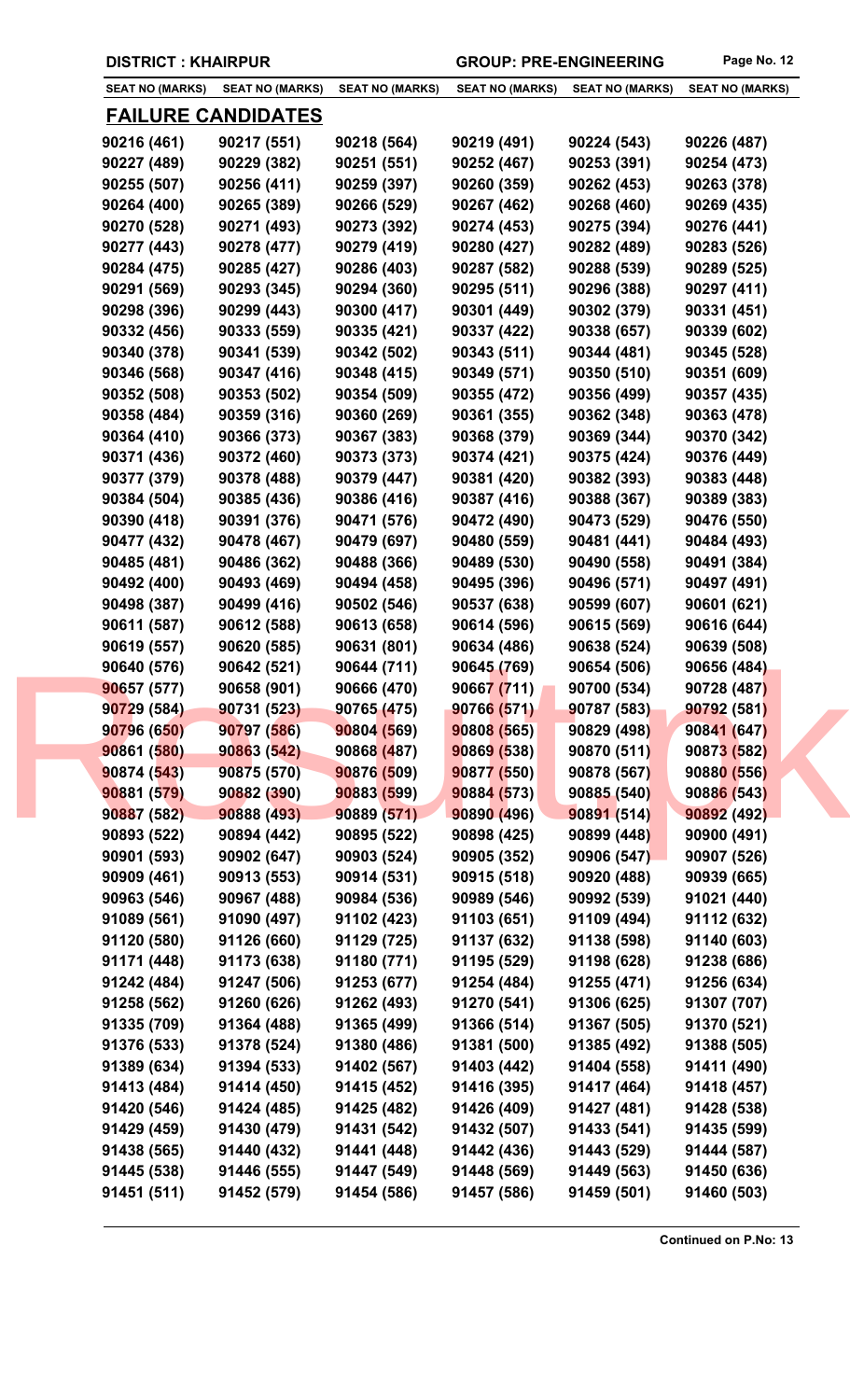DISTRICT : KHAIRPUR GROUP: PRE-ENGINEERING

| SEAT NO (MARKS) | SEAT NO (MARKS) | SEAT NO (MARKS) | SEAT NO (MARKS) | SEAT NO (MARKS) | SEAT NO (MARKS) |
|---|---|---|---|---|---|

## FAILURE CANDIDATES

| | | | | | |
|---|---|---|---|---|---|
| 90216 (461) | 90217 (551) | 90218 (564) | 90219 (491) | 90224 (543) | 90226 (487) |
| 90227 (489) | 90229 (382) | 90251 (551) | 90252 (467) | 90253 (391) | 90254 (473) |
| 90255 (507) | 90256 (411) | 90259 (397) | 90260 (359) | 90262 (453) | 90263 (378) |
| 90264 (400) | 90265 (389) | 90266 (529) | 90267 (462) | 90268 (460) | 90269 (435) |
| 90270 (528) | 90271 (493) | 90273 (392) | 90274 (453) | 90275 (394) | 90276 (441) |
| 90277 (443) | 90278 (477) | 90279 (419) | 90280 (427) | 90282 (489) | 90283 (526) |
| 90284 (475) | 90285 (427) | 90286 (403) | 90287 (582) | 90288 (539) | 90289 (525) |
| 90291 (569) | 90293 (345) | 90294 (360) | 90295 (511) | 90296 (388) | 90297 (411) |
| 90298 (396) | 90299 (443) | 90300 (417) | 90301 (449) | 90302 (379) | 90331 (451) |
| 90332 (456) | 90333 (559) | 90335 (421) | 90337 (422) | 90338 (657) | 90339 (602) |
| 90340 (378) | 90341 (539) | 90342 (502) | 90343 (511) | 90344 (481) | 90345 (528) |
| 90346 (568) | 90347 (416) | 90348 (415) | 90349 (571) | 90350 (510) | 90351 (609) |
| 90352 (508) | 90353 (502) | 90354 (509) | 90355 (472) | 90356 (499) | 90357 (435) |
| 90358 (484) | 90359 (316) | 90360 (269) | 90361 (355) | 90362 (348) | 90363 (478) |
| 90364 (410) | 90366 (373) | 90367 (383) | 90368 (379) | 90369 (344) | 90370 (342) |
| 90371 (436) | 90372 (460) | 90373 (373) | 90374 (421) | 90375 (424) | 90376 (449) |
| 90377 (379) | 90378 (488) | 90379 (447) | 90381 (420) | 90382 (393) | 90383 (448) |
| 90384 (504) | 90385 (436) | 90386 (416) | 90387 (416) | 90388 (367) | 90389 (383) |
| 90390 (418) | 90391 (376) | 90471 (576) | 90472 (490) | 90473 (529) | 90476 (550) |
| 90477 (432) | 90478 (467) | 90479 (697) | 90480 (559) | 90481 (441) | 90484 (493) |
| 90485 (481) | 90486 (362) | 90488 (366) | 90489 (530) | 90490 (558) | 90491 (384) |
| 90492 (400) | 90493 (469) | 90494 (458) | 90495 (396) | 90496 (571) | 90497 (491) |
| 90498 (387) | 90499 (416) | 90502 (546) | 90537 (638) | 90599 (607) | 90601 (621) |
| 90611 (587) | 90612 (588) | 90613 (658) | 90614 (596) | 90615 (569) | 90616 (644) |
| 90619 (557) | 90620 (585) | 90631 (801) | 90634 (486) | 90638 (524) | 90639 (508) |
| 90640 (576) | 90642 (521) | 90644 (711) | 90645 (769) | 90654 (506) | 90656 (484) |
| 90657 (577) | 90658 (901) | 90666 (470) | 90667 (711) | 90700 (534) | 90728 (487) |
| 90729 (584) | 90731 (523) | 90765 (475) | 90766 (571) | 90787 (583) | 90792 (581) |
| 90796 (650) | 90797 (586) | 90804 (569) | 90808 (565) | 90829 (498) | 90841 (647) |
| 90861 (580) | 90863 (542) | 90868 (487) | 90869 (538) | 90870 (511) | 90873 (582) |
| 90874 (543) | 90875 (570) | 90876 (509) | 90877 (550) | 90878 (567) | 90880 (556) |
| 90881 (579) | 90882 (390) | 90883 (599) | 90884 (573) | 90885 (540) | 90886 (543) |
| 90887 (582) | 90888 (493) | 90889 (571) | 90890 (496) | 90891 (514) | 90892 (492) |
| 90893 (522) | 90894 (442) | 90895 (522) | 90898 (425) | 90899 (448) | 90900 (491) |
| 90901 (593) | 90902 (647) | 90903 (524) | 90905 (352) | 90906 (547) | 90907 (526) |
| 90909 (461) | 90913 (553) | 90914 (531) | 90915 (518) | 90920 (488) | 90939 (665) |
| 90963 (546) | 90967 (488) | 90984 (536) | 90989 (546) | 90992 (539) | 91021 (440) |
| 91089 (561) | 91090 (497) | 91102 (423) | 91103 (651) | 91109 (494) | 91112 (632) |
| 91120 (580) | 91126 (660) | 91129 (725) | 91137 (632) | 91138 (598) | 91140 (603) |
| 91171 (448) | 91173 (638) | 91180 (771) | 91195 (529) | 91198 (628) | 91238 (686) |
| 91242 (484) | 91247 (506) | 91253 (677) | 91254 (484) | 91255 (471) | 91256 (634) |
| 91258 (562) | 91260 (626) | 91262 (493) | 91270 (541) | 91306 (625) | 91307 (707) |
| 91335 (709) | 91364 (488) | 91365 (499) | 91366 (514) | 91367 (505) | 91370 (521) |
| 91376 (533) | 91378 (524) | 91380 (486) | 91381 (500) | 91385 (492) | 91388 (505) |
| 91389 (634) | 91394 (533) | 91402 (567) | 91403 (442) | 91404 (558) | 91411 (490) |
| 91413 (484) | 91414 (450) | 91415 (452) | 91416 (395) | 91417 (464) | 91418 (457) |
| 91420 (546) | 91424 (485) | 91425 (482) | 91426 (409) | 91427 (481) | 91428 (538) |
| 91429 (459) | 91430 (479) | 91431 (542) | 91432 (507) | 91433 (541) | 91435 (599) |
| 91438 (565) | 91440 (432) | 91441 (448) | 91442 (436) | 91443 (529) | 91444 (587) |
| 91445 (538) | 91446 (555) | 91447 (549) | 91448 (569) | 91449 (563) | 91450 (636) |
| 91451 (511) | 91452 (579) | 91454 (586) | 91457 (586) | 91459 (501) | 91460 (503) |

Continued on P.No: 13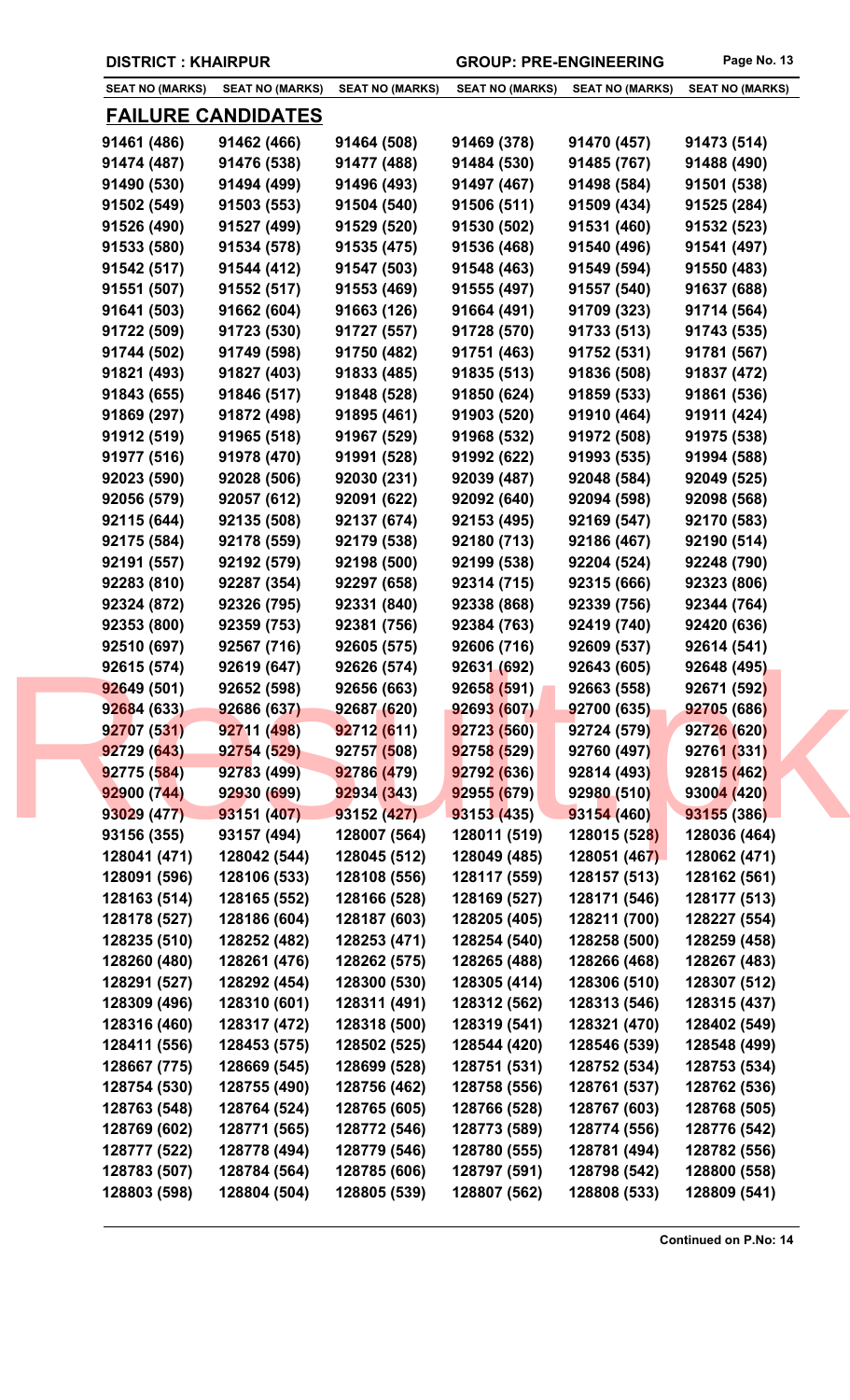DISTRICT : KHAIRPUR GROUP: PRE-ENGINEERING

| SEAT NO (MARKS) | SEAT NO (MARKS) | SEAT NO (MARKS) | SEAT NO (MARKS) | SEAT NO (MARKS) | SEAT NO (MARKS) |
|---|---|---|---|---|---|

## FAILURE CANDIDATES

| | | | | | |
|---|---|---|---|---|---|
| 91461 (486) | 91462 (466) | 91464 (508) | 91469 (378) | 91470 (457) | 91473 (514) |
| 91474 (487) | 91476 (538) | 91477 (488) | 91484 (530) | 91485 (767) | 91488 (490) |
| 91490 (530) | 91494 (499) | 91496 (493) | 91497 (467) | 91498 (584) | 91501 (538) |
| 91502 (549) | 91503 (553) | 91504 (540) | 91506 (511) | 91509 (434) | 91525 (284) |
| 91526 (490) | 91527 (499) | 91529 (520) | 91530 (502) | 91531 (460) | 91532 (523) |
| 91533 (580) | 91534 (578) | 91535 (475) | 91536 (468) | 91540 (496) | 91541 (497) |
| 91542 (517) | 91544 (412) | 91547 (503) | 91548 (463) | 91549 (594) | 91550 (483) |
| 91551 (507) | 91552 (517) | 91553 (469) | 91555 (497) | 91557 (540) | 91637 (688) |
| 91641 (503) | 91662 (604) | 91663 (126) | 91664 (491) | 91709 (323) | 91714 (564) |
| 91722 (509) | 91723 (530) | 91727 (557) | 91728 (570) | 91733 (513) | 91743 (535) |
| 91744 (502) | 91749 (598) | 91750 (482) | 91751 (463) | 91752 (531) | 91781 (567) |
| 91821 (493) | 91827 (403) | 91833 (485) | 91835 (513) | 91836 (508) | 91837 (472) |
| 91843 (655) | 91846 (517) | 91848 (528) | 91850 (624) | 91859 (533) | 91861 (536) |
| 91869 (297) | 91872 (498) | 91895 (461) | 91903 (520) | 91910 (464) | 91911 (424) |
| 91912 (519) | 91965 (518) | 91967 (529) | 91968 (532) | 91972 (508) | 91975 (538) |
| 91977 (516) | 91978 (470) | 91991 (528) | 91992 (622) | 91993 (535) | 91994 (588) |
| 92023 (590) | 92028 (506) | 92030 (231) | 92039 (487) | 92048 (584) | 92049 (525) |
| 92056 (579) | 92057 (612) | 92091 (622) | 92092 (640) | 92094 (598) | 92098 (568) |
| 92115 (644) | 92135 (508) | 92137 (674) | 92153 (495) | 92169 (547) | 92170 (583) |
| 92175 (584) | 92178 (559) | 92179 (538) | 92180 (713) | 92186 (467) | 92190 (514) |
| 92191 (557) | 92192 (579) | 92198 (500) | 92199 (538) | 92204 (524) | 92248 (790) |
| 92283 (810) | 92287 (354) | 92297 (658) | 92314 (715) | 92315 (666) | 92323 (806) |
| 92324 (872) | 92326 (795) | 92331 (840) | 92338 (868) | 92339 (756) | 92344 (764) |
| 92353 (800) | 92359 (753) | 92381 (756) | 92384 (763) | 92419 (740) | 92420 (636) |
| 92510 (697) | 92567 (716) | 92605 (575) | 92606 (716) | 92609 (537) | 92614 (541) |
| 92615 (574) | 92619 (647) | 92626 (574) | 92631 (692) | 92643 (605) | 92648 (495) |
| 92649 (501) | 92652 (598) | 92656 (663) | 92658 (591) | 92663 (558) | 92671 (592) |
| 92684 (633) | 92686 (637) | 92687 (620) | 92693 (607) | 92700 (635) | 92705 (686) |
| 92707 (531) | 92711 (498) | 92712 (611) | 92723 (560) | 92724 (579) | 92726 (620) |
| 92729 (643) | 92754 (529) | 92757 (508) | 92758 (529) | 92760 (497) | 92761 (331) |
| 92775 (584) | 92783 (499) | 92786 (479) | 92792 (636) | 92814 (493) | 92815 (462) |
| 92900 (744) | 92930 (699) | 92934 (343) | 92955 (679) | 92980 (510) | 93004 (420) |
| 93029 (477) | 93151 (407) | 93152 (427) | 93153 (435) | 93154 (460) | 93155 (386) |
| 93156 (355) | 93157 (494) | 128007 (564) | 128011 (519) | 128015 (528) | 128036 (464) |
| 128041 (471) | 128042 (544) | 128045 (512) | 128049 (485) | 128051 (467) | 128062 (471) |
| 128091 (596) | 128106 (533) | 128108 (556) | 128117 (559) | 128157 (513) | 128162 (561) |
| 128163 (514) | 128165 (552) | 128166 (528) | 128169 (527) | 128171 (546) | 128177 (513) |
| 128178 (527) | 128186 (604) | 128187 (603) | 128205 (405) | 128211 (700) | 128227 (554) |
| 128235 (510) | 128252 (482) | 128253 (471) | 128254 (540) | 128258 (500) | 128259 (458) |
| 128260 (480) | 128261 (476) | 128262 (575) | 128265 (488) | 128266 (468) | 128267 (483) |
| 128291 (527) | 128292 (454) | 128300 (530) | 128305 (414) | 128306 (510) | 128307 (512) |
| 128309 (496) | 128310 (601) | 128311 (491) | 128312 (562) | 128313 (546) | 128315 (437) |
| 128316 (460) | 128317 (472) | 128318 (500) | 128319 (541) | 128321 (470) | 128402 (549) |
| 128411 (556) | 128453 (575) | 128502 (525) | 128544 (420) | 128546 (539) | 128548 (499) |
| 128667 (775) | 128669 (545) | 128699 (528) | 128751 (531) | 128752 (534) | 128753 (534) |
| 128754 (530) | 128755 (490) | 128756 (462) | 128758 (556) | 128761 (537) | 128762 (536) |
| 128763 (548) | 128764 (524) | 128765 (605) | 128766 (528) | 128767 (603) | 128768 (505) |
| 128769 (602) | 128771 (565) | 128772 (546) | 128773 (589) | 128774 (556) | 128776 (542) |
| 128777 (522) | 128778 (494) | 128779 (546) | 128780 (555) | 128781 (494) | 128782 (556) |
| 128783 (507) | 128784 (564) | 128785 (606) | 128797 (591) | 128798 (542) | 128800 (558) |
| 128803 (598) | 128804 (504) | 128805 (539) | 128807 (562) | 128808 (533) | 128809 (541) |

Continued on P.No: 14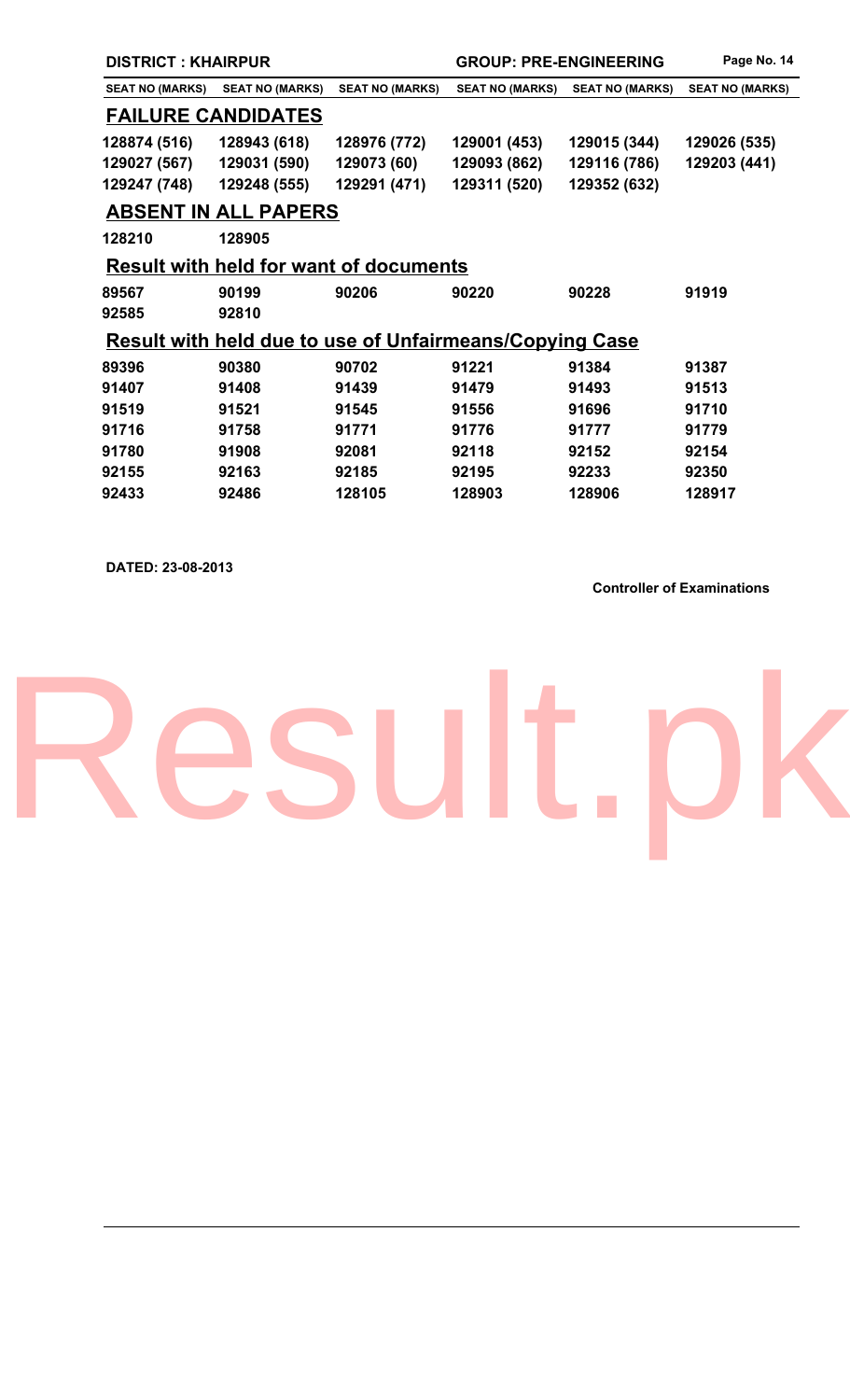| DISTRICT : KHAIRPUR | | | GROUP: PRE-ENGINEERING | | |
|---|---|---|---|---|---|
| SEAT NO (MARKS) | SEAT NO (MARKS) | SEAT NO (MARKS) | SEAT NO (MARKS) | SEAT NO (MARKS) | SEAT NO (MARKS) |

## FAILURE CANDIDATES

| | | | | | |
|---|---|---|---|---|---|
| 128874 (516) | 128943 (618) | 128976 (772) | 129001 (453) | 129015 (344) | 129026 (535) |
| 129027 (567) | 129031 (590) | 129073 (60) | 129093 (862) | 129116 (786) | 129203 (441) |
| 129247 (748) | 129248 (555) | 129291 (471) | 129311 (520) | 129352 (632) | |

## ABSENT IN ALL PAPERS

| | |
|---|---|
| 128210 | 128905 |

## Result with held for want of documents

| | | | | | |
|---|---|---|---|---|---|
| 89567 | 90199 | 90206 | 90220 | 90228 | 91919 |
| 92585 | 92810 | | | | |

## Result with held due to use of Unfairmeans/Copying Case

| | | | | | |
|---|---|---|---|---|---|
| 89396 | 90380 | 90702 | 91221 | 91384 | 91387 |
| 91407 | 91408 | 91439 | 91479 | 91493 | 91513 |
| 91519 | 91521 | 91545 | 91556 | 91696 | 91710 |
| 91716 | 91758 | 91771 | 91776 | 91777 | 91779 |
| 91780 | 91908 | 92081 | 92118 | 92152 | 92154 |
| 92155 | 92163 | 92185 | 92195 | 92233 | 92350 |
| 92433 | 92486 | 128105 | 128903 | 128906 | 128917 |

DATED: 23-08-2013

Controller of Examinations